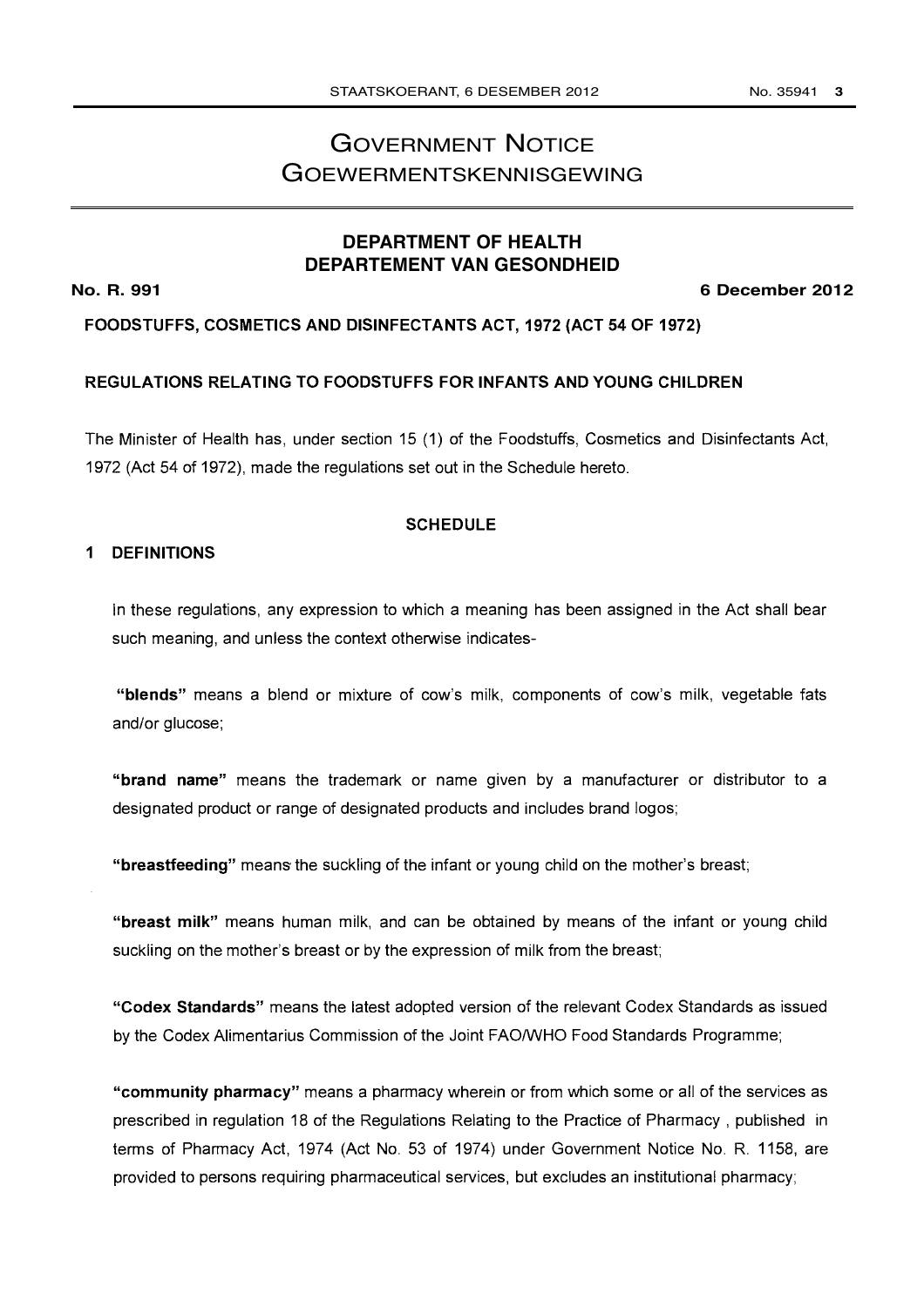# GOVERNMENT NOTICE
# GOEWERMENTSKENNISGEWING

## DEPARTMENT OF HEALTH
## DEPARTEMENT VAN GESONDHEID

**No. R. 991** **6 December 2012**

**FOODSTUFFS, COSMETICS AND DISINFECTANTS ACT, 1972 (ACT 54 OF 1972)**

**REGULATIONS RELATING TO FOODSTUFFS FOR INFANTS AND YOUNG CHILDREN**

The Minister of Health has, under section 15 (1) of the Foodstuffs, Cosmetics and Disinfectants Act, 1972 (Act 54 of 1972), made the regulations set out in the Schedule hereto.

**SCHEDULE**

**1 DEFINITIONS**

In these regulations, any expression to which a meaning has been assigned in the Act shall bear such meaning, and unless the context otherwise indicates-

**"blends"** means a blend or mixture of cow's milk, components of cow's milk, vegetable fats and/or glucose;

**"brand name"** means the trademark or name given by a manufacturer or distributor to a designated product or range of designated products and includes brand logos;

**"breastfeeding"** means the suckling of the infant or young child on the mother's breast;

**"breast milk"** means human milk, and can be obtained by means of the infant or young child suckling on the mother's breast or by the expression of milk from the breast;

**"Codex Standards"** means the latest adopted version of the relevant Codex Standards as issued by the Codex Alimentarius Commission of the Joint FAO/WHO Food Standards Programme;

**"community pharmacy"** means a pharmacy wherein or from which some or all of the services as prescribed in regulation 18 of the Regulations Relating to the Practice of Pharmacy , published in terms of Pharmacy Act, 1974 (Act No. 53 of 1974) under Government Notice No. R. 1158, are provided to persons requiring pharmaceutical services, but excludes an institutional pharmacy;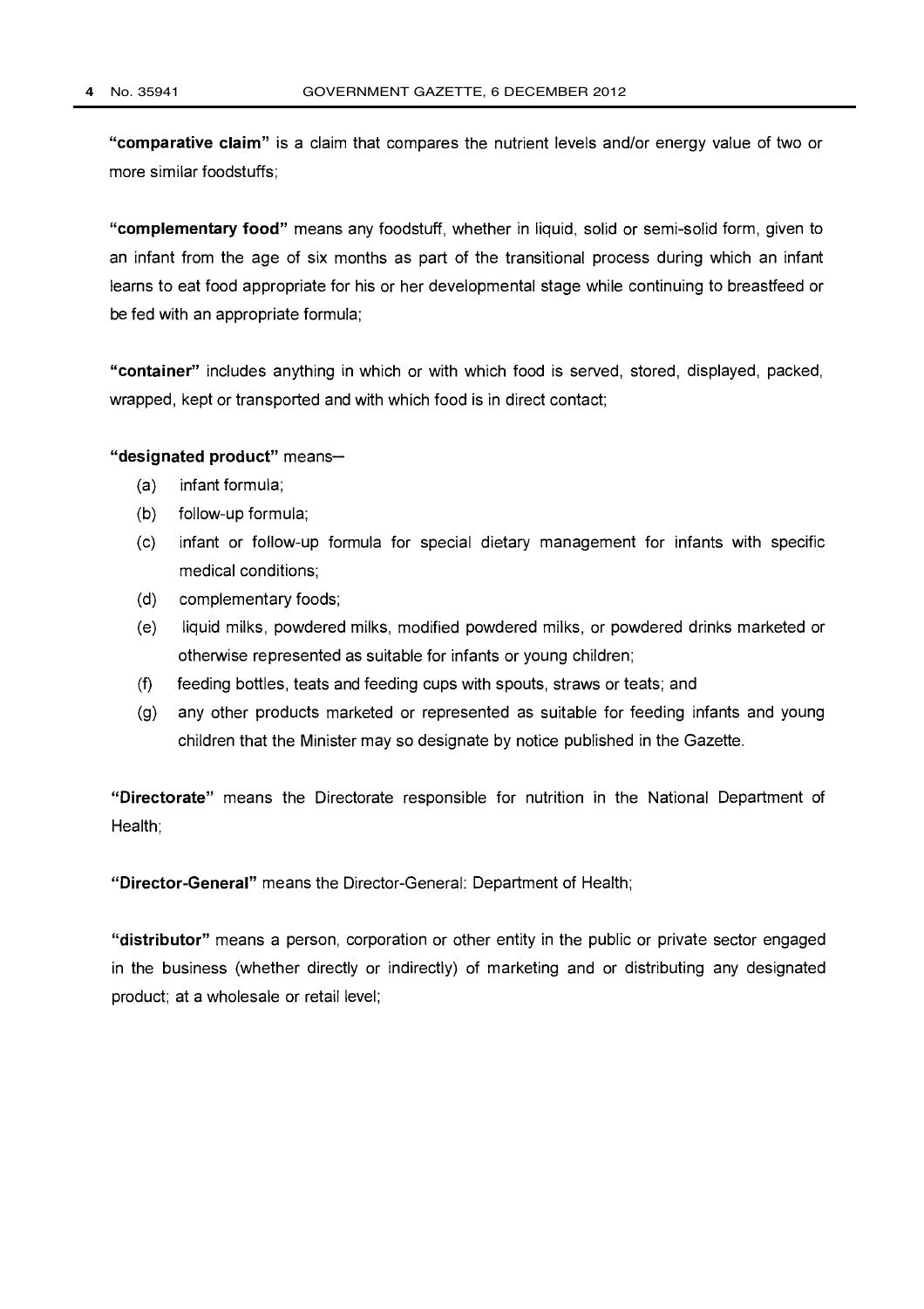**"comparative claim"** is a claim that compares the nutrient levels and/or energy value of two or more similar foodstuffs;

**"complementary food"** means any foodstuff, whether in liquid, solid or semi-solid form, given to an infant from the age of six months as part of the transitional process during which an infant learns to eat food appropriate for his or her developmental stage while continuing to breastfeed or be fed with an appropriate formula;

**"container"** includes anything in which or with which food is served, stored, displayed, packed, wrapped, kept or transported and with which food is in direct contact;

**"designated product"** means–

(a) infant formula;

(b) follow-up formula;

(c) infant or follow-up formula for special dietary management for infants with specific medical conditions;

(d) complementary foods;

(e) liquid milks, powdered milks, modified powdered milks, or powdered drinks marketed or otherwise represented as suitable for infants or young children;

(f) feeding bottles, teats and feeding cups with spouts, straws or teats; and

(g) any other products marketed or represented as suitable for feeding infants and young children that the Minister may so designate by notice published in the Gazette.

**"Directorate"** means the Directorate responsible for nutrition in the National Department of Health;

**"Director-General"** means the Director-General: Department of Health;

**"distributor"** means a person, corporation or other entity in the public or private sector engaged in the business (whether directly or indirectly) of marketing and or distributing any designated product; at a wholesale or retail level;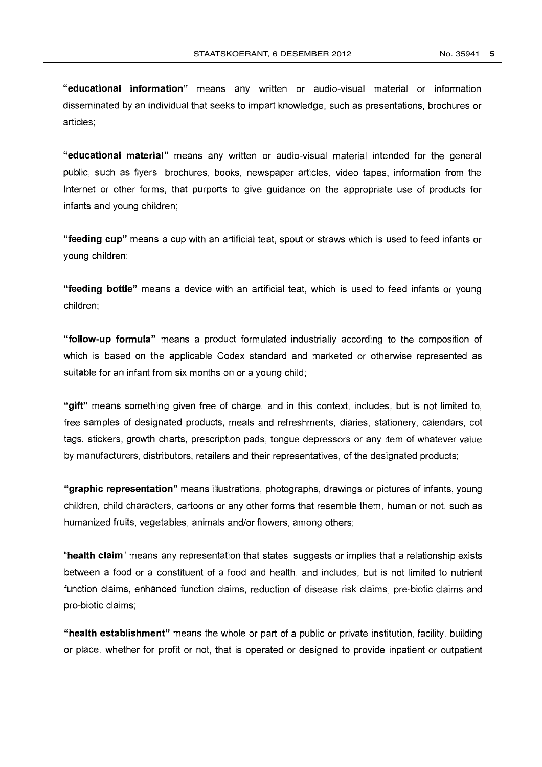**"educational information"** means any written or audio-visual material or information disseminated by an individual that seeks to impart knowledge, such as presentations, brochures or articles;

**"educational material"** means any written or audio-visual material intended for the general public, such as flyers, brochures, books, newspaper articles, video tapes, information from the Internet or other forms, that purports to give guidance on the appropriate use of products for infants and young children;

**"feeding cup"** means a cup with an artificial teat, spout or straws which is used to feed infants or young children;

**"feeding bottle"** means a device with an artificial teat, which is used to feed infants or young children;

**"follow-up formula"** means a product formulated industrially according to the composition of which is based on the applicable Codex standard and marketed or otherwise represented as suitable for an infant from six months on or a young child;

**"gift"** means something given free of charge, and in this context, includes, but is not limited to, free samples of designated products, meals and refreshments, diaries, stationery, calendars, cot tags, stickers, growth charts, prescription pads, tongue depressors or any item of whatever value by manufacturers, distributors, retailers and their representatives, of the designated products;

**"graphic representation"** means illustrations, photographs, drawings or pictures of infants, young children, child characters, cartoons or any other forms that resemble them, human or not, such as humanized fruits, vegetables, animals and/or flowers, among others;

"**health claim**" means any representation that states, suggests or implies that a relationship exists between a food or a constituent of a food and health, and includes, but is not limited to nutrient function claims, enhanced function claims, reduction of disease risk claims, pre-biotic claims and pro-biotic claims;

**"health establishment"** means the whole or part of a public or private institution, facility, building or place, whether for profit or not, that is operated or designed to provide inpatient or outpatient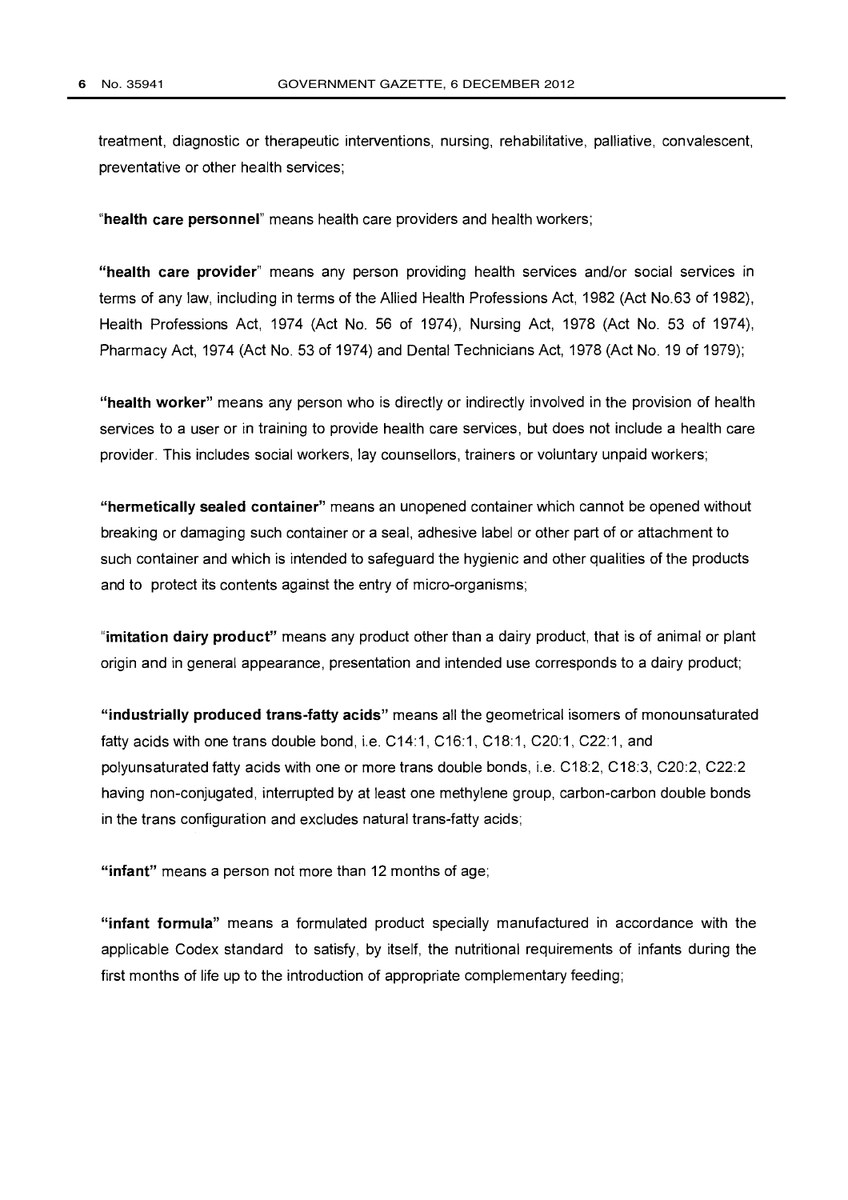treatment, diagnostic or therapeutic interventions, nursing, rehabilitative, palliative, convalescent, preventative or other health services;

"**health care personnel**" means health care providers and health workers;

"**health care provider**" means any person providing health services and/or social services in terms of any law, including in terms of the Allied Health Professions Act, 1982 (Act No.63 of 1982), Health Professions Act, 1974 (Act No. 56 of 1974), Nursing Act, 1978 (Act No. 53 of 1974), Pharmacy Act, 1974 (Act No. 53 of 1974) and Dental Technicians Act, 1978 (Act No. 19 of 1979);

"**health worker**" means any person who is directly or indirectly involved in the provision of health services to a user or in training to provide health care services, but does not include a health care provider. This includes social workers, lay counsellors, trainers or voluntary unpaid workers;

"**hermetically sealed container**" means an unopened container which cannot be opened without breaking or damaging such container or a seal, adhesive label or other part of or attachment to such container and which is intended to safeguard the hygienic and other qualities of the products and to protect its contents against the entry of micro-organisms;

"**imitation dairy product**" means any product other than a dairy product, that is of animal or plant origin and in general appearance, presentation and intended use corresponds to a dairy product;

"**industrially produced trans-fatty acids**" means all the geometrical isomers of monounsaturated fatty acids with one trans double bond, i.e. C14:1, C16:1, C18:1, C20:1, C22:1, and polyunsaturated fatty acids with one or more trans double bonds, i.e. C18:2, C18:3, C20:2, C22:2 having non-conjugated, interrupted by at least one methylene group, carbon-carbon double bonds in the trans configuration and excludes natural trans-fatty acids;

"**infant**" means a person not more than 12 months of age;

"**infant formula**" means a formulated product specially manufactured in accordance with the applicable Codex standard to satisfy, by itself, the nutritional requirements of infants during the first months of life up to the introduction of appropriate complementary feeding;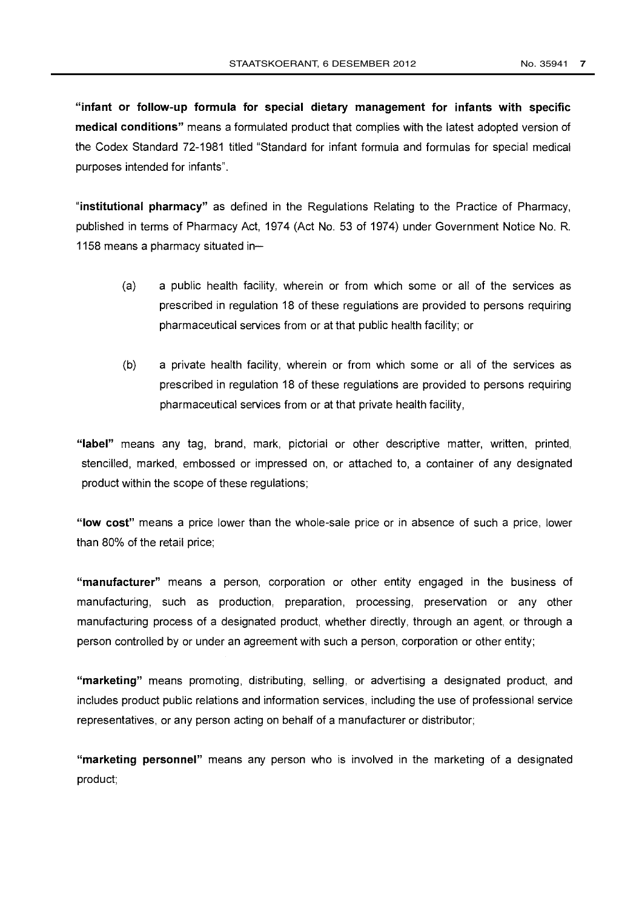**"infant or follow-up formula for special dietary management for infants with specific medical conditions"** means a formulated product that complies with the latest adopted version of the Codex Standard 72-1981 titled "Standard for infant formula and formulas for special medical purposes intended for infants".

"**institutional pharmacy**" as defined in the Regulations Relating to the Practice of Pharmacy, published in terms of Pharmacy Act, 1974 (Act No. 53 of 1974) under Government Notice No. R. 1158 means a pharmacy situated in–

(a) a public health facility, wherein or from which some or all of the services as prescribed in regulation 18 of these regulations are provided to persons requiring pharmaceutical services from or at that public health facility; or

(b) a private health facility, wherein or from which some or all of the services as prescribed in regulation 18 of these regulations are provided to persons requiring pharmaceutical services from or at that private health facility,

**"label"** means any tag, brand, mark, pictorial or other descriptive matter, written, printed, stencilled, marked, embossed or impressed on, or attached to, a container of any designated product within the scope of these regulations;

**"low cost"** means a price lower than the whole-sale price or in absence of such a price, lower than 80% of the retail price;

**"manufacturer"** means a person, corporation or other entity engaged in the business of manufacturing, such as production, preparation, processing, preservation or any other manufacturing process of a designated product, whether directly, through an agent, or through a person controlled by or under an agreement with such a person, corporation or other entity;

**"marketing"** means promoting, distributing, selling, or advertising a designated product, and includes product public relations and information services, including the use of professional service representatives, or any person acting on behalf of a manufacturer or distributor;

**"marketing personnel"** means any person who is involved in the marketing of a designated product;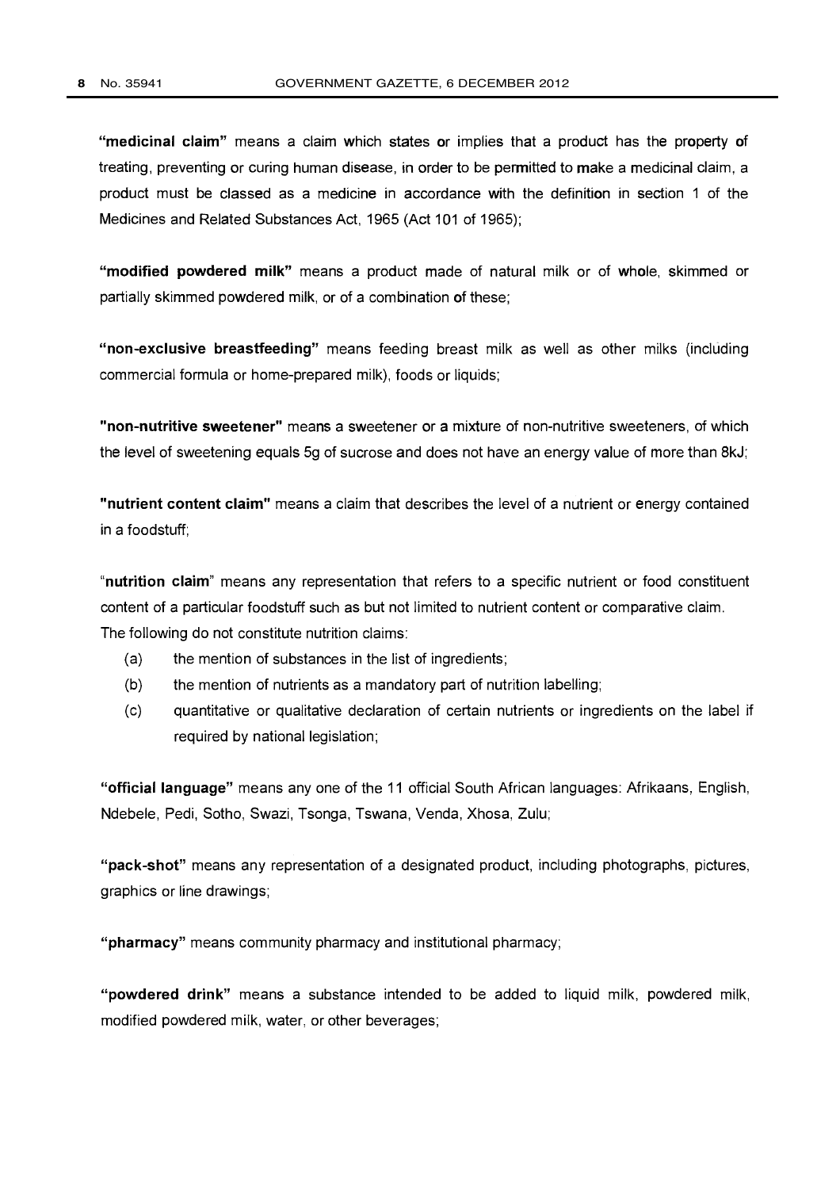**"medicinal claim"** means a claim which states or implies that a product has the property of treating, preventing or curing human disease, in order to be permitted to make a medicinal claim, a product must be classed as a medicine in accordance with the definition in section 1 of the Medicines and Related Substances Act, 1965 (Act 101 of 1965);

**"modified powdered milk"** means a product made of natural milk or of whole, skimmed or partially skimmed powdered milk, or of a combination of these;

**"non-exclusive breastfeeding"** means feeding breast milk as well as other milks (including commercial formula or home-prepared milk), foods or liquids;

**"non-nutritive sweetener"** means a sweetener or a mixture of non-nutritive sweeteners, of which the level of sweetening equals 5g of sucrose and does not have an energy value of more than 8kJ;

**"nutrient content claim"** means a claim that describes the level of a nutrient or energy contained in a foodstuff;

"**nutrition claim**" means any representation that refers to a specific nutrient or food constituent content of a particular foodstuff such as but not limited to nutrient content or comparative claim. The following do not constitute nutrition claims:

(a) the mention of substances in the list of ingredients;

(b) the mention of nutrients as a mandatory part of nutrition labelling;

(c) quantitative or qualitative declaration of certain nutrients or ingredients on the label if required by national legislation;

**"official language"** means any one of the 11 official South African languages: Afrikaans, English, Ndebele, Pedi, Sotho, Swazi, Tsonga, Tswana, Venda, Xhosa, Zulu;

**"pack-shot"** means any representation of a designated product, including photographs, pictures, graphics or line drawings;

**"pharmacy"** means community pharmacy and institutional pharmacy;

**"powdered drink"** means a substance intended to be added to liquid milk, powdered milk, modified powdered milk, water, or other beverages;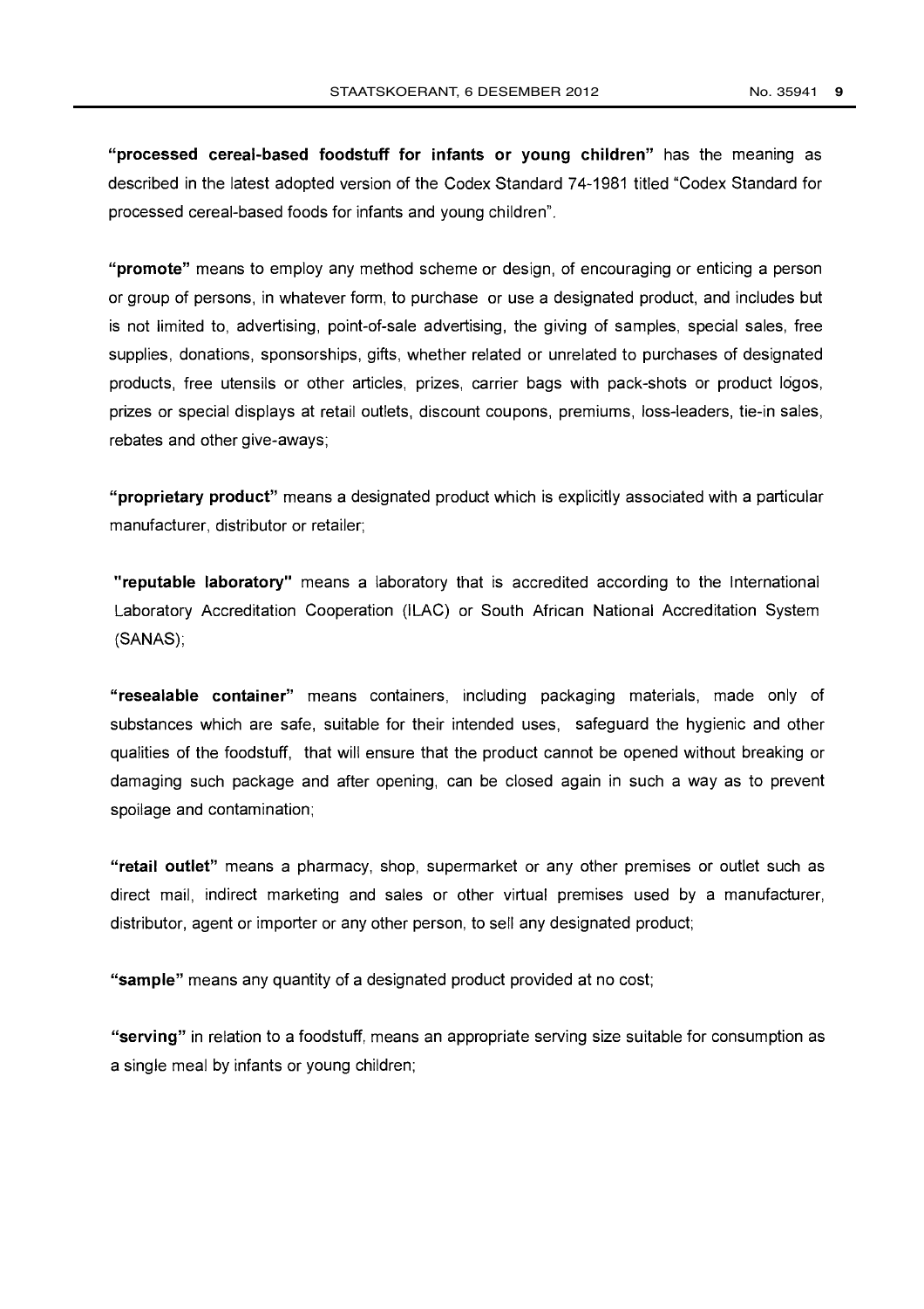**"processed cereal-based foodstuff for infants or young children"** has the meaning as described in the latest adopted version of the Codex Standard 74-1981 titled "Codex Standard for processed cereal-based foods for infants and young children".

**"promote"** means to employ any method scheme or design, of encouraging or enticing a person or group of persons, in whatever form, to purchase or use a designated product, and includes but is not limited to, advertising, point-of-sale advertising, the giving of samples, special sales, free supplies, donations, sponsorships, gifts, whether related or unrelated to purchases of designated products, free utensils or other articles, prizes, carrier bags with pack-shots or product logos, prizes or special displays at retail outlets, discount coupons, premiums, loss-leaders, tie-in sales, rebates and other give-aways;

**"proprietary product"** means a designated product which is explicitly associated with a particular manufacturer, distributor or retailer;

**"reputable laboratory"** means a laboratory that is accredited according to the International Laboratory Accreditation Cooperation (ILAC) or South African National Accreditation System (SANAS);

**"resealable container"** means containers, including packaging materials, made only of substances which are safe, suitable for their intended uses, safeguard the hygienic and other qualities of the foodstuff, that will ensure that the product cannot be opened without breaking or damaging such package and after opening, can be closed again in such a way as to prevent spoilage and contamination;

**"retail outlet"** means a pharmacy, shop, supermarket or any other premises or outlet such as direct mail, indirect marketing and sales or other virtual premises used by a manufacturer, distributor, agent or importer or any other person, to sell any designated product;

**"sample"** means any quantity of a designated product provided at no cost;

**"serving"** in relation to a foodstuff, means an appropriate serving size suitable for consumption as a single meal by infants or young children;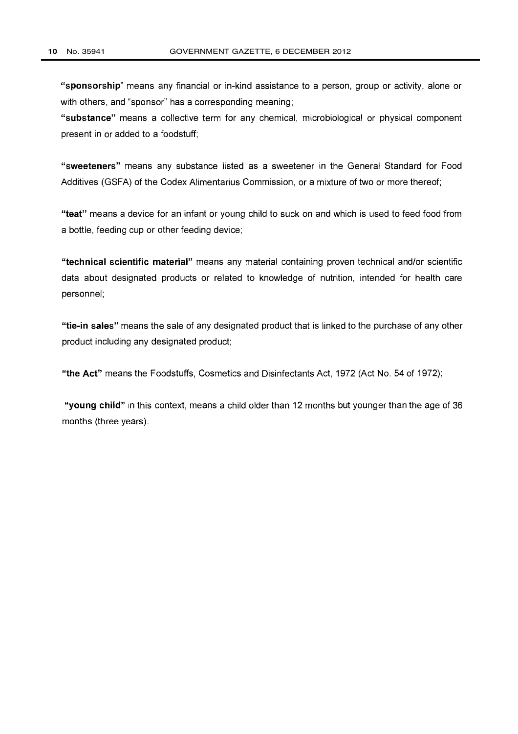**"sponsorship"** means any financial or in-kind assistance to a person, group or activity, alone or with others, and "sponsor" has a corresponding meaning;

**"substance"** means a collective term for any chemical, microbiological or physical component present in or added to a foodstuff;

**"sweeteners"** means any substance listed as a sweetener in the General Standard for Food Additives (GSFA) of the Codex Alimentarius Commission, or a mixture of two or more thereof;

**"teat"** means a device for an infant or young child to suck on and which is used to feed food from a bottle, feeding cup or other feeding device;

**"technical scientific material"** means any material containing proven technical and/or scientific data about designated products or related to knowledge of nutrition, intended for health care personnel;

**"tie-in sales"** means the sale of any designated product that is linked to the purchase of any other product including any designated product;

**"the Act"** means the Foodstuffs, Cosmetics and Disinfectants Act, 1972 (Act No. 54 of 1972);

**"young child"** in this context, means a child older than 12 months but younger than the age of 36 months (three years).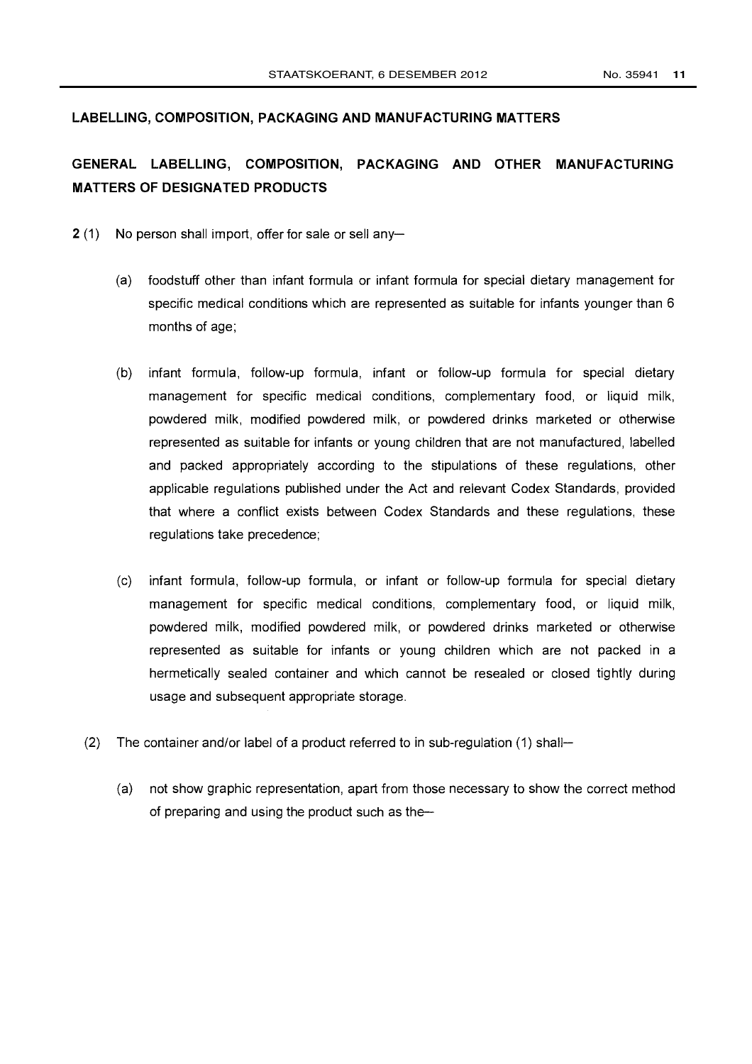## LABELLING, COMPOSITION, PACKAGING AND MANUFACTURING MATTERS

## GENERAL LABELLING, COMPOSITION, PACKAGING AND OTHER MANUFACTURING MATTERS OF DESIGNATED PRODUCTS

**2** (1) No person shall import, offer for sale or sell any—

(a) foodstuff other than infant formula or infant formula for special dietary management for specific medical conditions which are represented as suitable for infants younger than 6 months of age;

(b) infant formula, follow-up formula, infant or follow-up formula for special dietary management for specific medical conditions, complementary food, or liquid milk, powdered milk, modified powdered milk, or powdered drinks marketed or otherwise represented as suitable for infants or young children that are not manufactured, labelled and packed appropriately according to the stipulations of these regulations, other applicable regulations published under the Act and relevant Codex Standards, provided that where a conflict exists between Codex Standards and these regulations, these regulations take precedence;

(c) infant formula, follow-up formula, or infant or follow-up formula for special dietary management for specific medical conditions, complementary food, or liquid milk, powdered milk, modified powdered milk, or powdered drinks marketed or otherwise represented as suitable for infants or young children which are not packed in a hermetically sealed container and which cannot be resealed or closed tightly during usage and subsequent appropriate storage.

(2) The container and/or label of a product referred to in sub-regulation (1) shall—

(a) not show graphic representation, apart from those necessary to show the correct method of preparing and using the product such as the—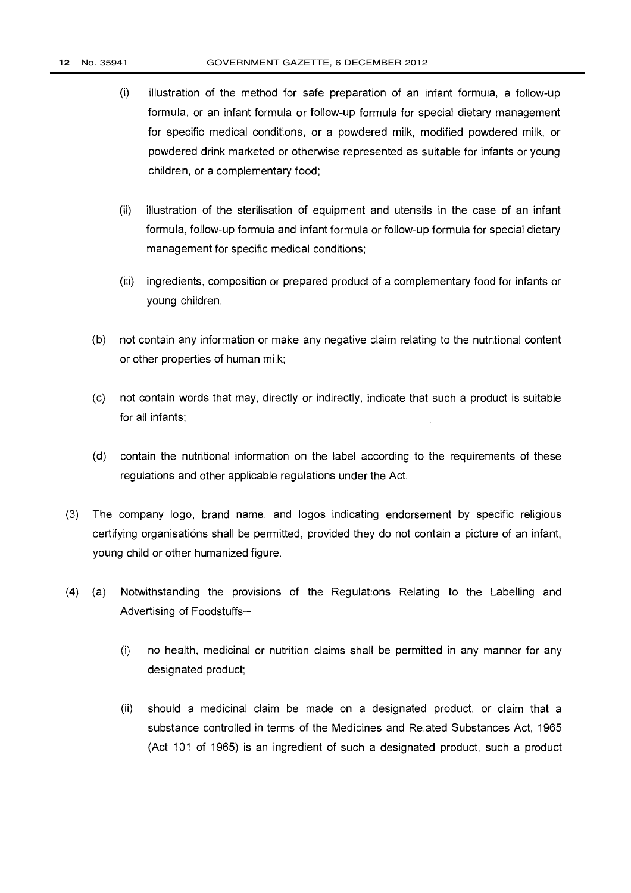(i) illustration of the method for safe preparation of an infant formula, a follow-up formula, or an infant formula or follow-up formula for special dietary management for specific medical conditions, or a powdered milk, modified powdered milk, or powdered drink marketed or otherwise represented as suitable for infants or young children, or a complementary food;

(ii) illustration of the sterilisation of equipment and utensils in the case of an infant formula, follow-up formula and infant formula or follow-up formula for special dietary management for specific medical conditions;

(iii) ingredients, composition or prepared product of a complementary food for infants or young children.

(b) not contain any information or make any negative claim relating to the nutritional content or other properties of human milk;

(c) not contain words that may, directly or indirectly, indicate that such a product is suitable for all infants;

(d) contain the nutritional information on the label according to the requirements of these regulations and other applicable regulations under the Act.

(3) The company logo, brand name, and logos indicating endorsement by specific religious certifying organisations shall be permitted, provided they do not contain a picture of an infant, young child or other humanized figure.

(4) (a) Notwithstanding the provisions of the Regulations Relating to the Labelling and Advertising of Foodstuffs–

(i) no health, medicinal or nutrition claims shall be permitted in any manner for any designated product;

(ii) should a medicinal claim be made on a designated product, or claim that a substance controlled in terms of the Medicines and Related Substances Act, 1965 (Act 101 of 1965) is an ingredient of such a designated product, such a product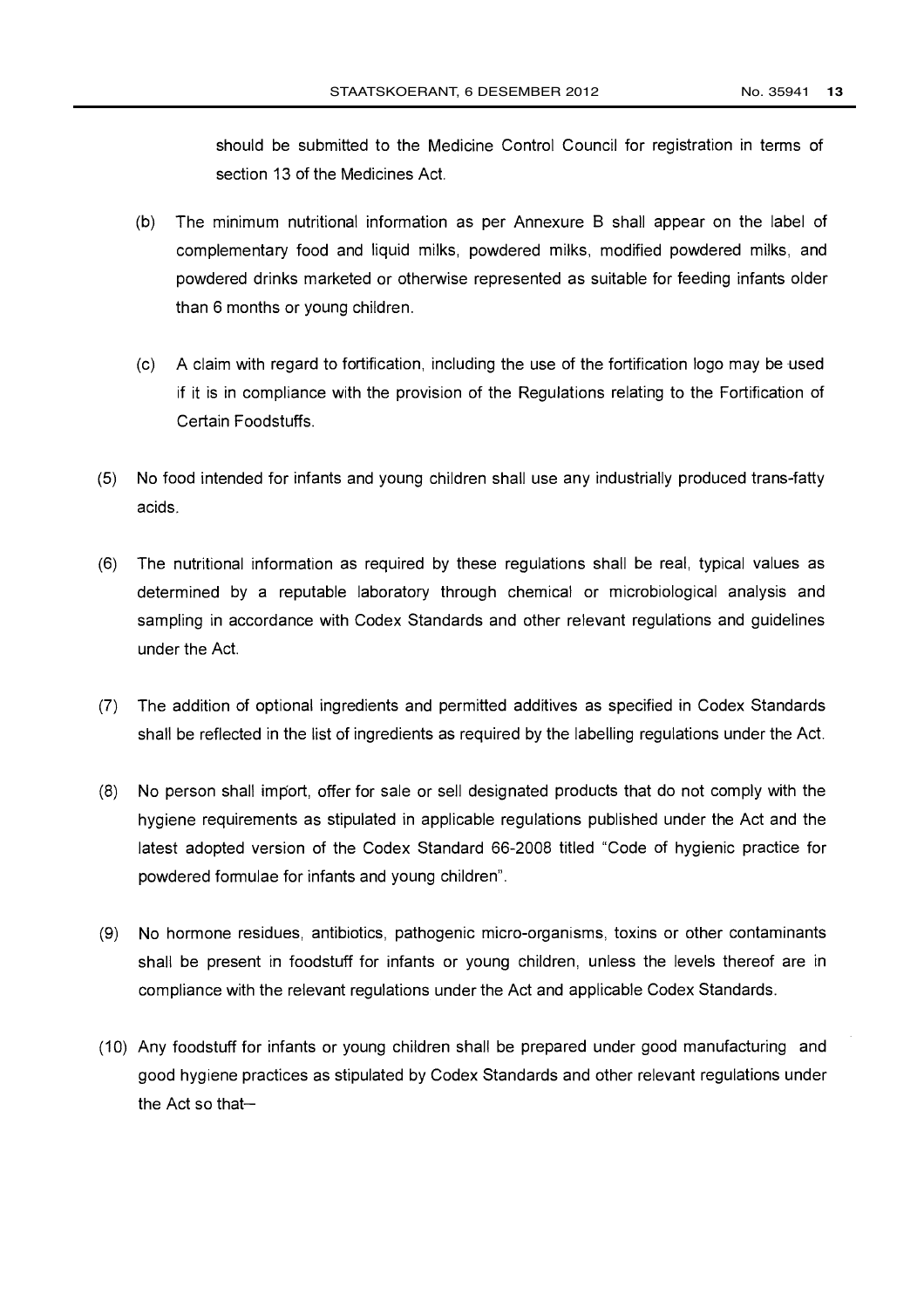should be submitted to the Medicine Control Council for registration in terms of section 13 of the Medicines Act.

(b) The minimum nutritional information as per Annexure B shall appear on the label of complementary food and liquid milks, powdered milks, modified powdered milks, and powdered drinks marketed or otherwise represented as suitable for feeding infants older than 6 months or young children.

(c) A claim with regard to fortification, including the use of the fortification logo may be used if it is in compliance with the provision of the Regulations relating to the Fortification of Certain Foodstuffs.

(5) No food intended for infants and young children shall use any industrially produced trans-fatty acids.

(6) The nutritional information as required by these regulations shall be real, typical values as determined by a reputable laboratory through chemical or microbiological analysis and sampling in accordance with Codex Standards and other relevant regulations and guidelines under the Act.

(7) The addition of optional ingredients and permitted additives as specified in Codex Standards shall be reflected in the list of ingredients as required by the labelling regulations under the Act.

(8) No person shall import, offer for sale or sell designated products that do not comply with the hygiene requirements as stipulated in applicable regulations published under the Act and the latest adopted version of the Codex Standard 66-2008 titled "Code of hygienic practice for powdered formulae for infants and young children".

(9) No hormone residues, antibiotics, pathogenic micro-organisms, toxins or other contaminants shall be present in foodstuff for infants or young children, unless the levels thereof are in compliance with the relevant regulations under the Act and applicable Codex Standards.

(10) Any foodstuff for infants or young children shall be prepared under good manufacturing and good hygiene practices as stipulated by Codex Standards and other relevant regulations under the Act so that–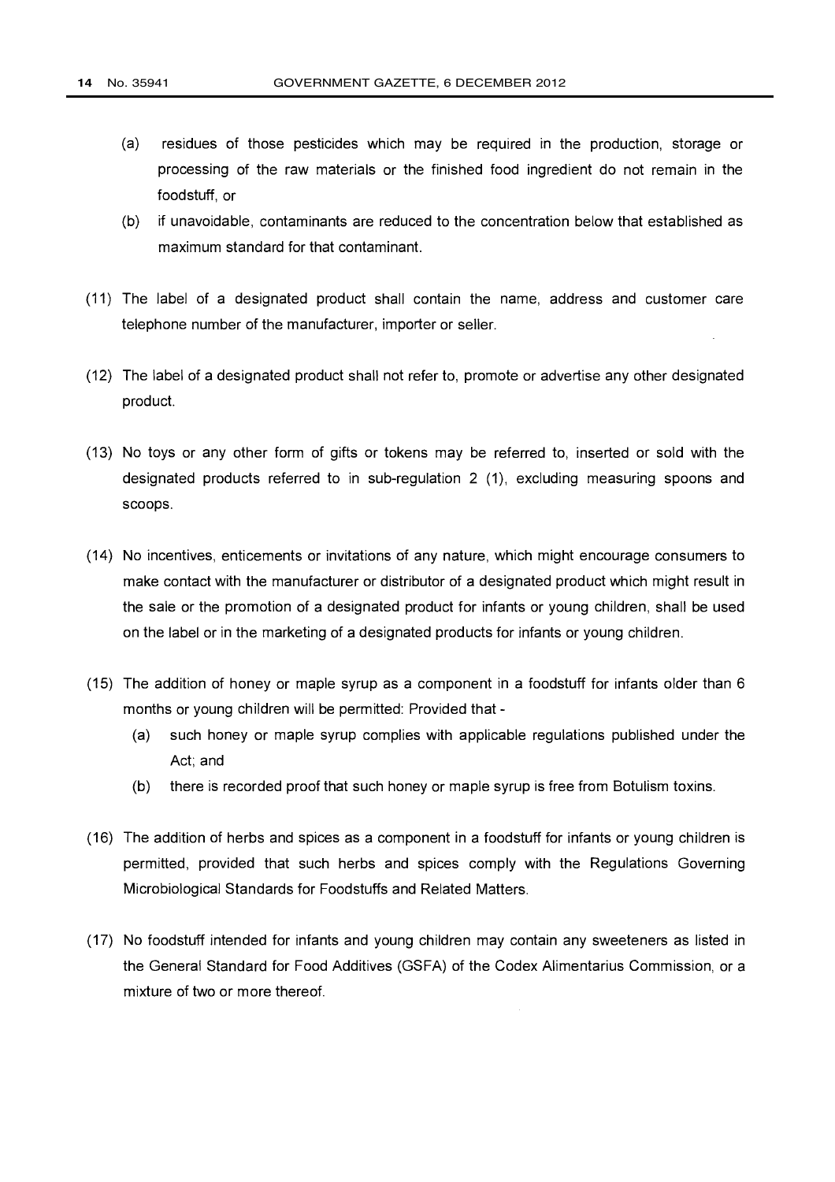(a) residues of those pesticides which may be required in the production, storage or processing of the raw materials or the finished food ingredient do not remain in the foodstuff, or

(b) if unavoidable, contaminants are reduced to the concentration below that established as maximum standard for that contaminant.

(11) The label of a designated product shall contain the name, address and customer care telephone number of the manufacturer, importer or seller.

(12) The label of a designated product shall not refer to, promote or advertise any other designated product.

(13) No toys or any other form of gifts or tokens may be referred to, inserted or sold with the designated products referred to in sub-regulation 2 (1), excluding measuring spoons and scoops.

(14) No incentives, enticements or invitations of any nature, which might encourage consumers to make contact with the manufacturer or distributor of a designated product which might result in the sale or the promotion of a designated product for infants or young children, shall be used on the label or in the marketing of a designated products for infants or young children.

(15) The addition of honey or maple syrup as a component in a foodstuff for infants older than 6 months or young children will be permitted: Provided that -

(a) such honey or maple syrup complies with applicable regulations published under the Act; and

(b) there is recorded proof that such honey or maple syrup is free from Botulism toxins.

(16) The addition of herbs and spices as a component in a foodstuff for infants or young children is permitted, provided that such herbs and spices comply with the Regulations Governing Microbiological Standards for Foodstuffs and Related Matters.

(17) No foodstuff intended for infants and young children may contain any sweeteners as listed in the General Standard for Food Additives (GSFA) of the Codex Alimentarius Commission, or a mixture of two or more thereof.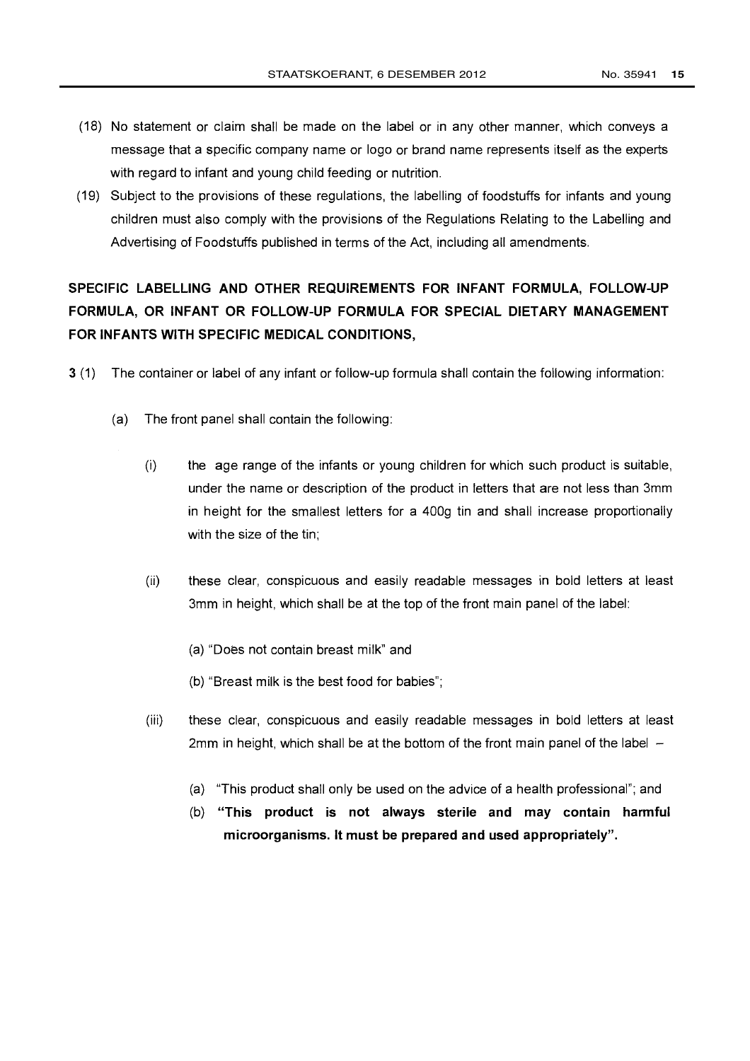(18) No statement or claim shall be made on the label or in any other manner, which conveys a message that a specific company name or logo or brand name represents itself as the experts with regard to infant and young child feeding or nutrition.

(19) Subject to the provisions of these regulations, the labelling of foodstuffs for infants and young children must also comply with the provisions of the Regulations Relating to the Labelling and Advertising of Foodstuffs published in terms of the Act, including all amendments.

## SPECIFIC LABELLING AND OTHER REQUIREMENTS FOR INFANT FORMULA, FOLLOW-UP FORMULA, OR INFANT OR FOLLOW-UP FORMULA FOR SPECIAL DIETARY MANAGEMENT FOR INFANTS WITH SPECIFIC MEDICAL CONDITIONS,

**3** (1) The container or label of any infant or follow-up formula shall contain the following information:

(a) The front panel shall contain the following:

(i) the age range of the infants or young children for which such product is suitable, under the name or description of the product in letters that are not less than 3mm in height for the smallest letters for a 400g tin and shall increase proportionally with the size of the tin;

(ii) these clear, conspicuous and easily readable messages in bold letters at least 3mm in height, which shall be at the top of the front main panel of the label:

(a) "Does not contain breast milk" and

(b) "Breast milk is the best food for babies";

(iii) these clear, conspicuous and easily readable messages in bold letters at least 2mm in height, which shall be at the bottom of the front main panel of the label –

(a) "This product shall only be used on the advice of a health professional"; and

(b) **"This product is not always sterile and may contain harmful microorganisms. It must be prepared and used appropriately".**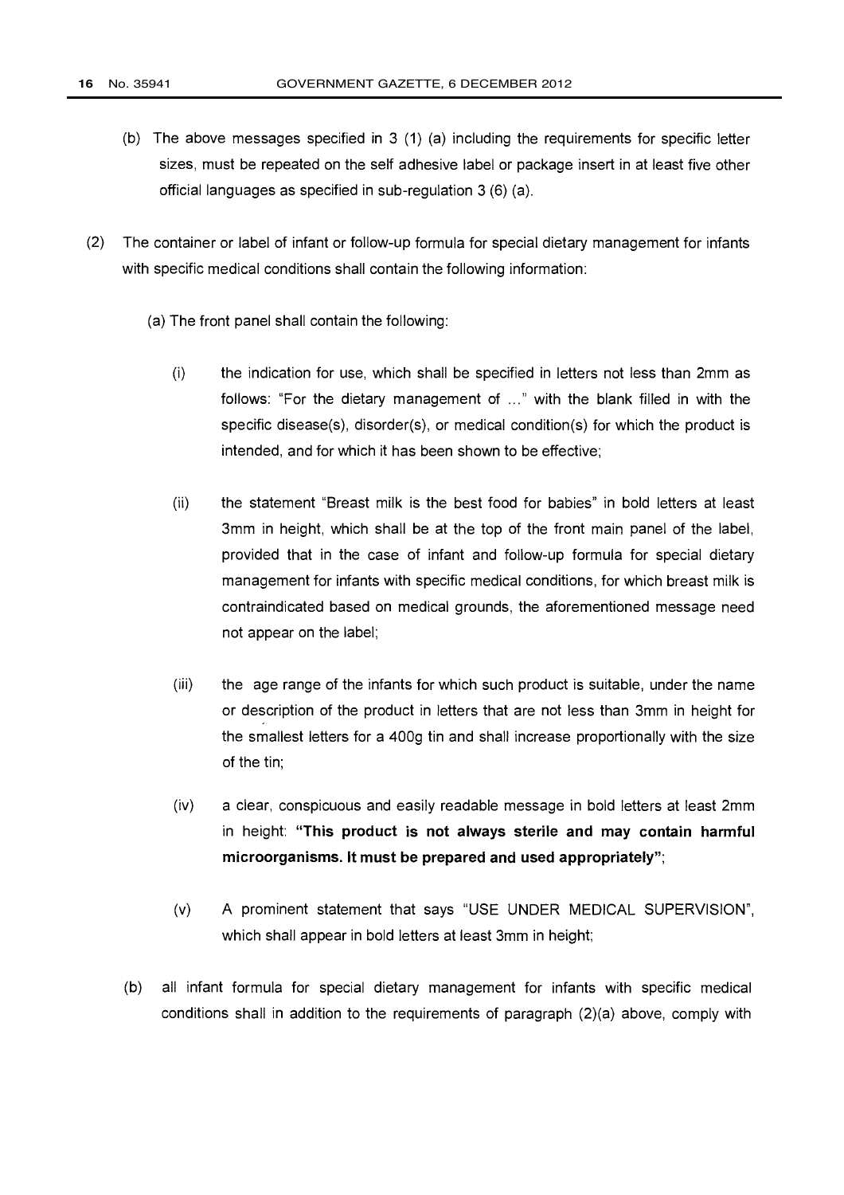(b) The above messages specified in 3 (1) (a) including the requirements for specific letter sizes, must be repeated on the self adhesive label or package insert in at least five other official languages as specified in sub-regulation 3 (6) (a).

(2) The container or label of infant or follow-up formula for special dietary management for infants with specific medical conditions shall contain the following information:

(a) The front panel shall contain the following:

(i) the indication for use, which shall be specified in letters not less than 2mm as follows: "For the dietary management of ..." with the blank filled in with the specific disease(s), disorder(s), or medical condition(s) for which the product is intended, and for which it has been shown to be effective;

(ii) the statement "Breast milk is the best food for babies" in bold letters at least 3mm in height, which shall be at the top of the front main panel of the label, provided that in the case of infant and follow-up formula for special dietary management for infants with specific medical conditions, for which breast milk is contraindicated based on medical grounds, the aforementioned message need not appear on the label;

(iii) the age range of the infants for which such product is suitable, under the name or description of the product in letters that are not less than 3mm in height for the smallest letters for a 400g tin and shall increase proportionally with the size of the tin;

(iv) a clear, conspicuous and easily readable message in bold letters at least 2mm in height: **"This product is not always sterile and may contain harmful microorganisms. It must be prepared and used appropriately"**;

(v) A prominent statement that says "USE UNDER MEDICAL SUPERVISION", which shall appear in bold letters at least 3mm in height;

(b) all infant formula for special dietary management for infants with specific medical conditions shall in addition to the requirements of paragraph (2)(a) above, comply with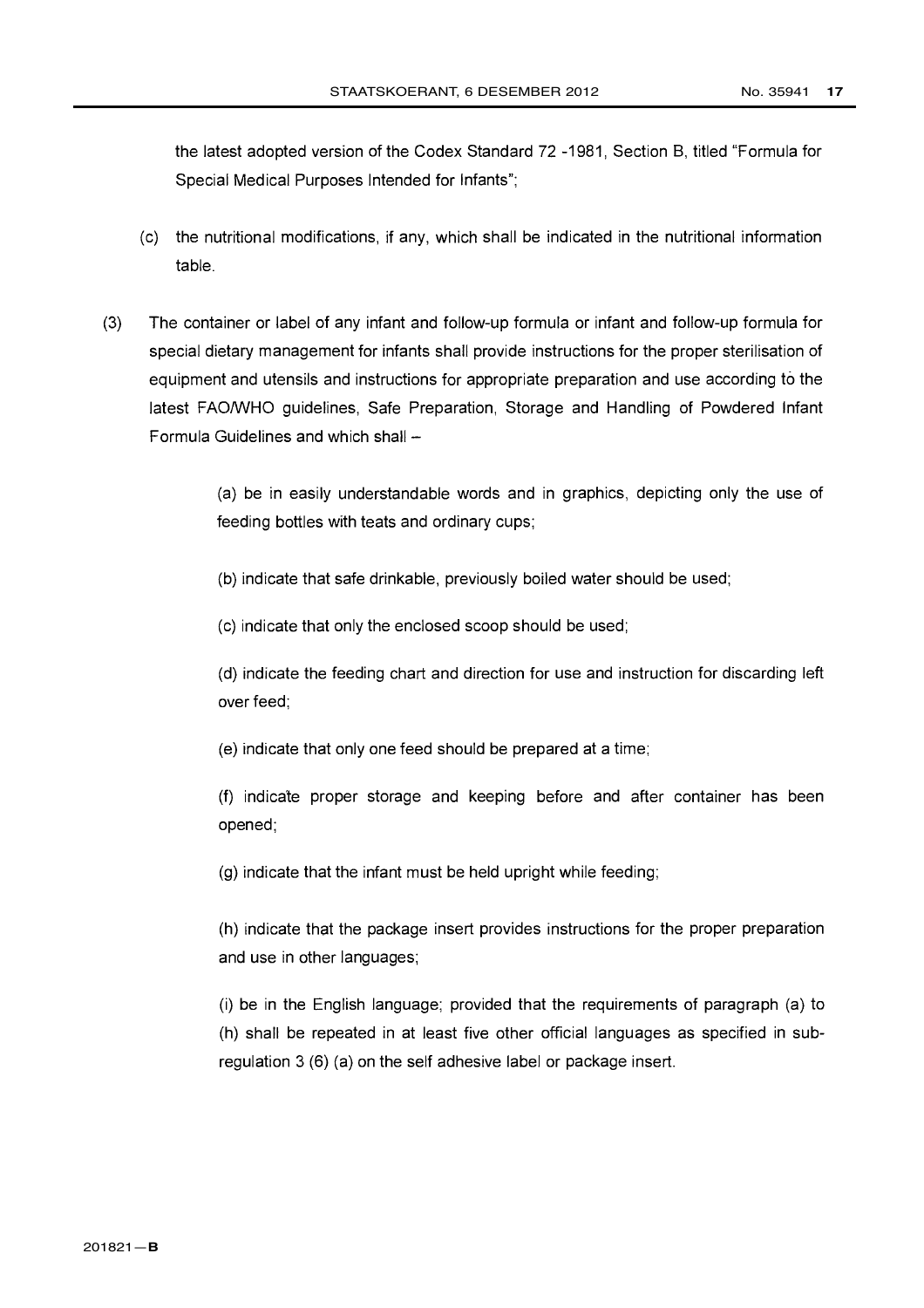the latest adopted version of the Codex Standard 72 -1981, Section B, titled "Formula for Special Medical Purposes Intended for Infants";

(c) the nutritional modifications, if any, which shall be indicated in the nutritional information table.

(3) The container or label of any infant and follow-up formula or infant and follow-up formula for special dietary management for infants shall provide instructions for the proper sterilisation of equipment and utensils and instructions for appropriate preparation and use according to the latest FAO/WHO guidelines, Safe Preparation, Storage and Handling of Powdered Infant Formula Guidelines and which shall –

(a) be in easily understandable words and in graphics, depicting only the use of feeding bottles with teats and ordinary cups;

(b) indicate that safe drinkable, previously boiled water should be used;

(c) indicate that only the enclosed scoop should be used;

(d) indicate the feeding chart and direction for use and instruction for discarding left over feed;

(e) indicate that only one feed should be prepared at a time;

(f) indicate proper storage and keeping before and after container has been opened;

(g) indicate that the infant must be held upright while feeding;

(h) indicate that the package insert provides instructions for the proper preparation and use in other languages;

(i) be in the English language; provided that the requirements of paragraph (a) to (h) shall be repeated in at least five other official languages as specified in sub-regulation 3 (6) (a) on the self adhesive label or package insert.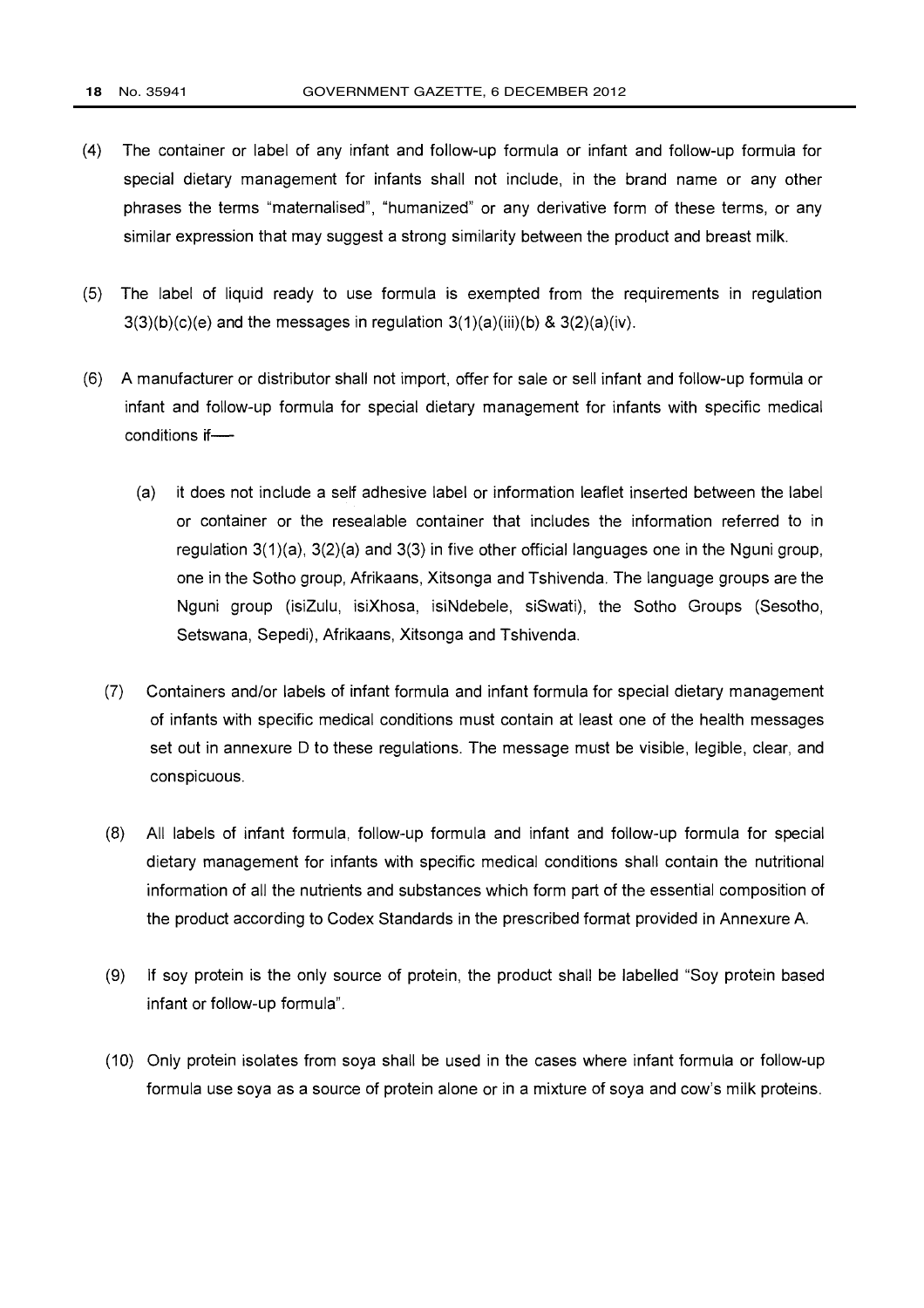(4) The container or label of any infant and follow-up formula or infant and follow-up formula for special dietary management for infants shall not include, in the brand name or any other phrases the terms "maternalised", "humanized" or any derivative form of these terms, or any similar expression that may suggest a strong similarity between the product and breast milk.

(5) The label of liquid ready to use formula is exempted from the requirements in regulation 3(3)(b)(c)(e) and the messages in regulation 3(1)(a)(iii)(b) & 3(2)(a)(iv).

(6) A manufacturer or distributor shall not import, offer for sale or sell infant and follow-up formula or infant and follow-up formula for special dietary management for infants with specific medical conditions if—

   (a) it does not include a self adhesive label or information leaflet inserted between the label or container or the resealable container that includes the information referred to in regulation 3(1)(a), 3(2)(a) and 3(3) in five other official languages one in the Nguni group, one in the Sotho group, Afrikaans, Xitsonga and Tshivenda. The language groups are the Nguni group (isiZulu, isiXhosa, isiNdebele, siSwati), the Sotho Groups (Sesotho, Setswana, Sepedi), Afrikaans, Xitsonga and Tshivenda.

(7) Containers and/or labels of infant formula and infant formula for special dietary management of infants with specific medical conditions must contain at least one of the health messages set out in annexure D to these regulations. The message must be visible, legible, clear, and conspicuous.

(8) All labels of infant formula, follow-up formula and infant and follow-up formula for special dietary management for infants with specific medical conditions shall contain the nutritional information of all the nutrients and substances which form part of the essential composition of the product according to Codex Standards in the prescribed format provided in Annexure A.

(9) If soy protein is the only source of protein, the product shall be labelled "Soy protein based infant or follow-up formula".

(10) Only protein isolates from soya shall be used in the cases where infant formula or follow-up formula use soya as a source of protein alone or in a mixture of soya and cow's milk proteins.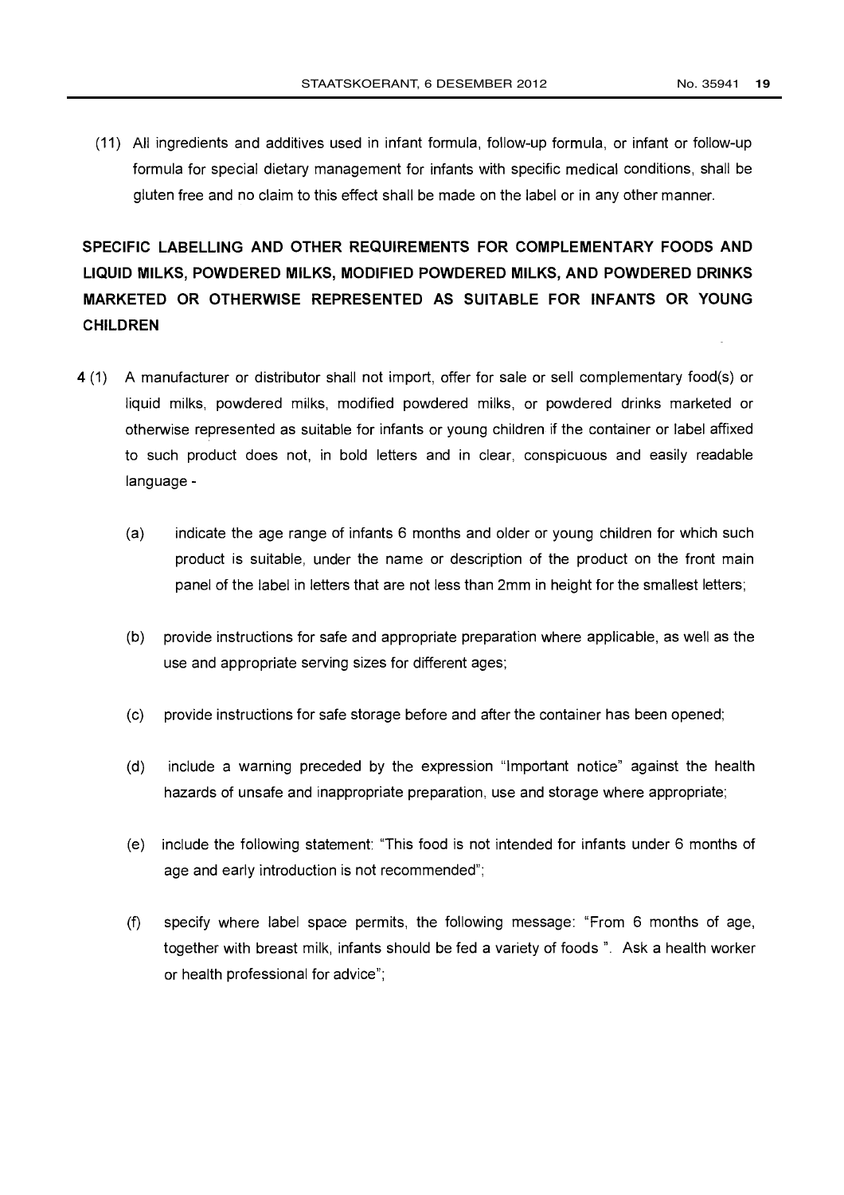(11) All ingredients and additives used in infant formula, follow-up formula, or infant or follow-up formula for special dietary management for infants with specific medical conditions, shall be gluten free and no claim to this effect shall be made on the label or in any other manner.

## SPECIFIC LABELLING AND OTHER REQUIREMENTS FOR COMPLEMENTARY FOODS AND LIQUID MILKS, POWDERED MILKS, MODIFIED POWDERED MILKS, AND POWDERED DRINKS MARKETED OR OTHERWISE REPRESENTED AS SUITABLE FOR INFANTS OR YOUNG CHILDREN

**4** (1) A manufacturer or distributor shall not import, offer for sale or sell complementary food(s) or liquid milks, powdered milks, modified powdered milks, or powdered drinks marketed or otherwise represented as suitable for infants or young children if the container or label affixed to such product does not, in bold letters and in clear, conspicuous and easily readable language -

(a) indicate the age range of infants 6 months and older or young children for which such product is suitable, under the name or description of the product on the front main panel of the label in letters that are not less than 2mm in height for the smallest letters;

(b) provide instructions for safe and appropriate preparation where applicable, as well as the use and appropriate serving sizes for different ages;

(c) provide instructions for safe storage before and after the container has been opened;

(d) include a warning preceded by the expression "Important notice" against the health hazards of unsafe and inappropriate preparation, use and storage where appropriate;

(e) include the following statement: "This food is not intended for infants under 6 months of age and early introduction is not recommended";

(f) specify where label space permits, the following message: "From 6 months of age, together with breast milk, infants should be fed a variety of foods ". Ask a health worker or health professional for advice";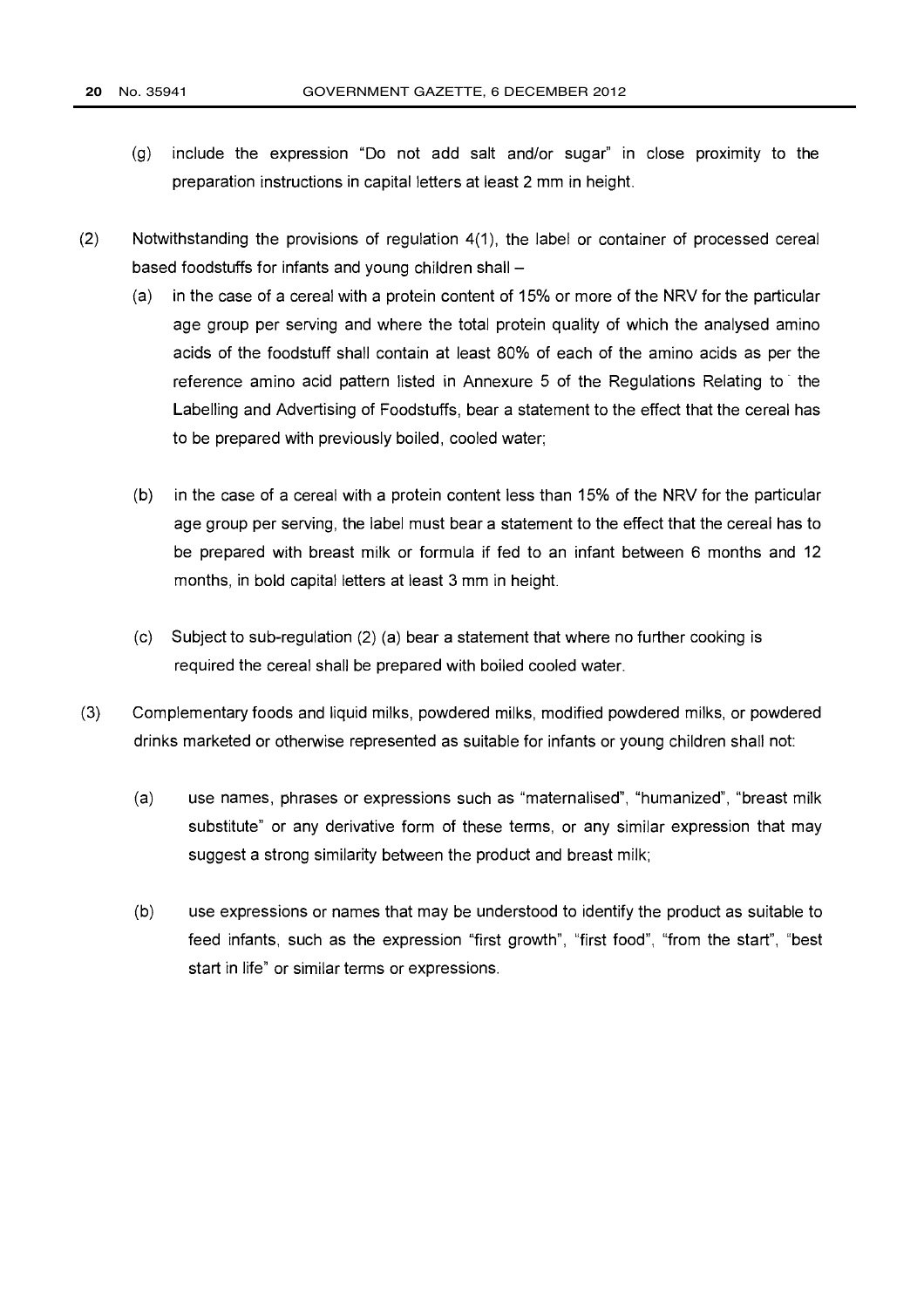(g) include the expression "Do not add salt and/or sugar" in close proximity to the preparation instructions in capital letters at least 2 mm in height.

(2) Notwithstanding the provisions of regulation 4(1), the label or container of processed cereal based foodstuffs for infants and young children shall –

(a) in the case of a cereal with a protein content of 15% or more of the NRV for the particular age group per serving and where the total protein quality of which the analysed amino acids of the foodstuff shall contain at least 80% of each of the amino acids as per the reference amino acid pattern listed in Annexure 5 of the Regulations Relating to the Labelling and Advertising of Foodstuffs, bear a statement to the effect that the cereal has to be prepared with previously boiled, cooled water;

(b) in the case of a cereal with a protein content less than 15% of the NRV for the particular age group per serving, the label must bear a statement to the effect that the cereal has to be prepared with breast milk or formula if fed to an infant between 6 months and 12 months, in bold capital letters at least 3 mm in height.

(c) Subject to sub-regulation (2) (a) bear a statement that where no further cooking is required the cereal shall be prepared with boiled cooled water.

(3) Complementary foods and liquid milks, powdered milks, modified powdered milks, or powdered drinks marketed or otherwise represented as suitable for infants or young children shall not:

(a) use names, phrases or expressions such as "maternalised", "humanized", "breast milk substitute" or any derivative form of these terms, or any similar expression that may suggest a strong similarity between the product and breast milk;

(b) use expressions or names that may be understood to identify the product as suitable to feed infants, such as the expression "first growth", "first food", "from the start", "best start in life" or similar terms or expressions.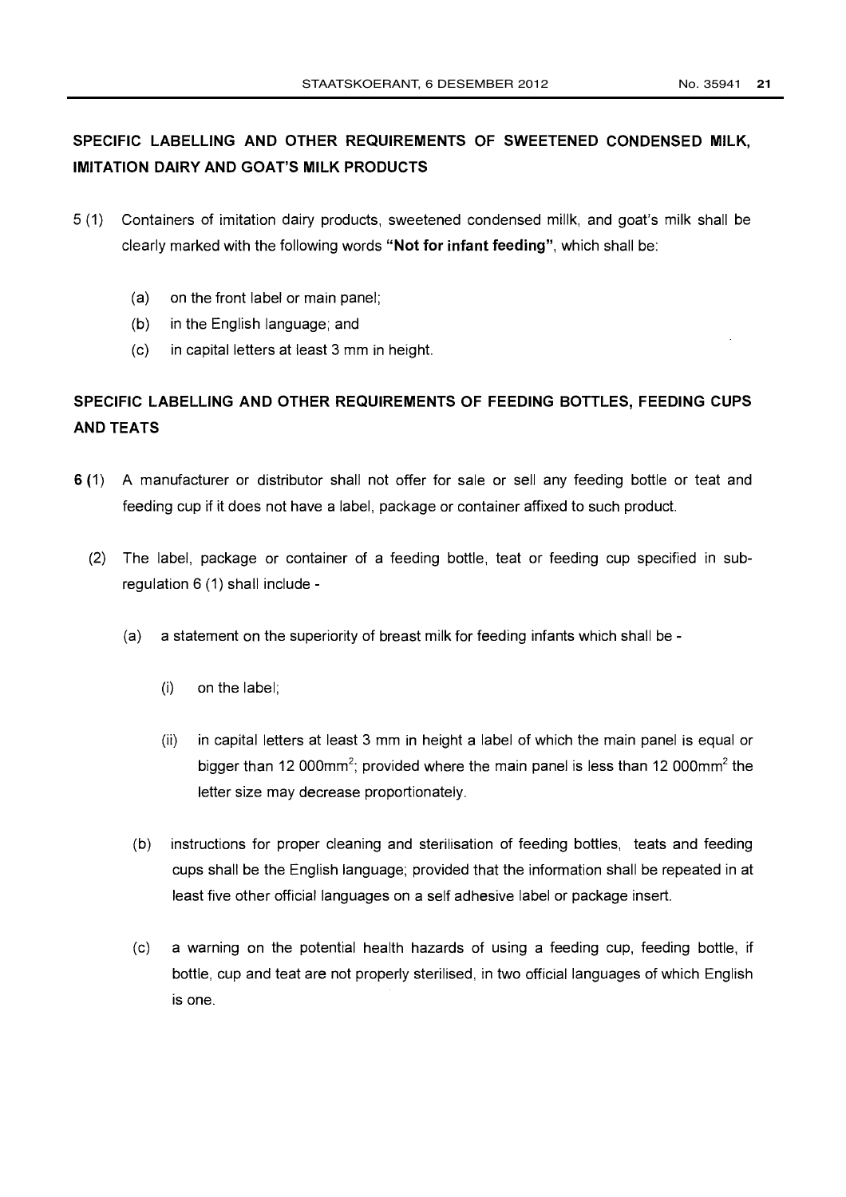## SPECIFIC LABELLING AND OTHER REQUIREMENTS OF SWEETENED CONDENSED MILK, IMITATION DAIRY AND GOAT'S MILK PRODUCTS

5 (1) Containers of imitation dairy products, sweetened condensed millk, and goat's milk shall be clearly marked with the following words **"Not for infant feeding"**, which shall be:

- (a) on the front label or main panel;
- (b) in the English language; and
- (c) in capital letters at least 3 mm in height.

## SPECIFIC LABELLING AND OTHER REQUIREMENTS OF FEEDING BOTTLES, FEEDING CUPS AND TEATS

**6** (1) A manufacturer or distributor shall not offer for sale or sell any feeding bottle or teat and feeding cup if it does not have a label, package or container affixed to such product.

(2) The label, package or container of a feeding bottle, teat or feeding cup specified in sub-regulation 6 (1) shall include -

- (a) a statement on the superiority of breast milk for feeding infants which shall be -
  - (i) on the label;
  - (ii) in capital letters at least 3 mm in height a label of which the main panel is equal or bigger than 12 000mm$^2$; provided where the main panel is less than 12 000mm$^2$ the letter size may decrease proportionately.
- (b) instructions for proper cleaning and sterilisation of feeding bottles, teats and feeding cups shall be the English language; provided that the information shall be repeated in at least five other official languages on a self adhesive label or package insert.
- (c) a warning on the potential health hazards of using a feeding cup, feeding bottle, if bottle, cup and teat are not properly sterilised, in two official languages of which English is one.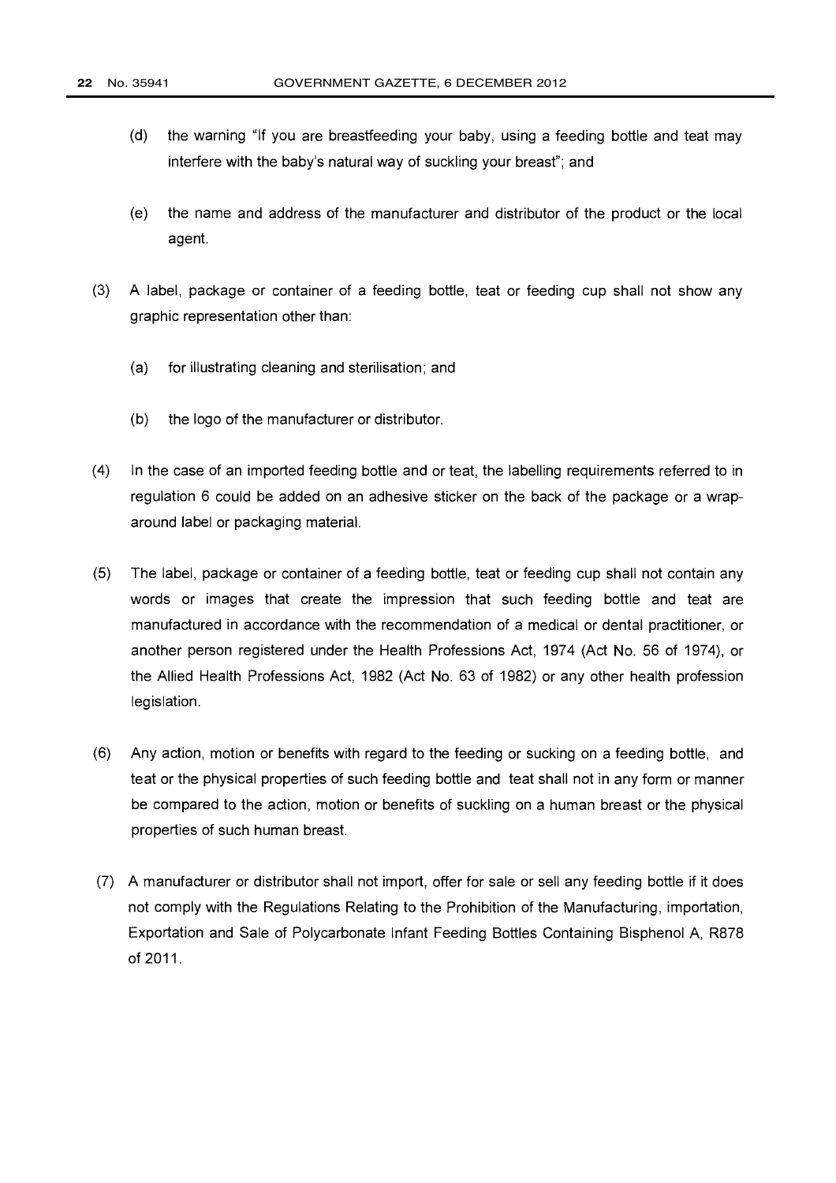(d) the warning "If you are breastfeeding your baby, using a feeding bottle and teat may interfere with the baby's natural way of suckling your breast"; and

(e) the name and address of the manufacturer and distributor of the product or the local agent.

(3) A label, package or container of a feeding bottle, teat or feeding cup shall not show any graphic representation other than:

(a) for illustrating cleaning and sterilisation; and

(b) the logo of the manufacturer or distributor.

(4) In the case of an imported feeding bottle and or teat, the labelling requirements referred to in regulation 6 could be added on an adhesive sticker on the back of the package or a wrap-around label or packaging material.

(5) The label, package or container of a feeding bottle, teat or feeding cup shall not contain any words or images that create the impression that such feeding bottle and teat are manufactured in accordance with the recommendation of a medical or dental practitioner, or another person registered under the Health Professions Act, 1974 (Act No. 56 of 1974), or the Allied Health Professions Act, 1982 (Act No. 63 of 1982) or any other health profession legislation.

(6) Any action, motion or benefits with regard to the feeding or sucking on a feeding bottle, and teat or the physical properties of such feeding bottle and teat shall not in any form or manner be compared to the action, motion or benefits of suckling on a human breast or the physical properties of such human breast.

(7) A manufacturer or distributor shall not import, offer for sale or sell any feeding bottle if it does not comply with the Regulations Relating to the Prohibition of the Manufacturing, importation, Exportation and Sale of Polycarbonate Infant Feeding Bottles Containing Bisphenol A, R878 of 2011.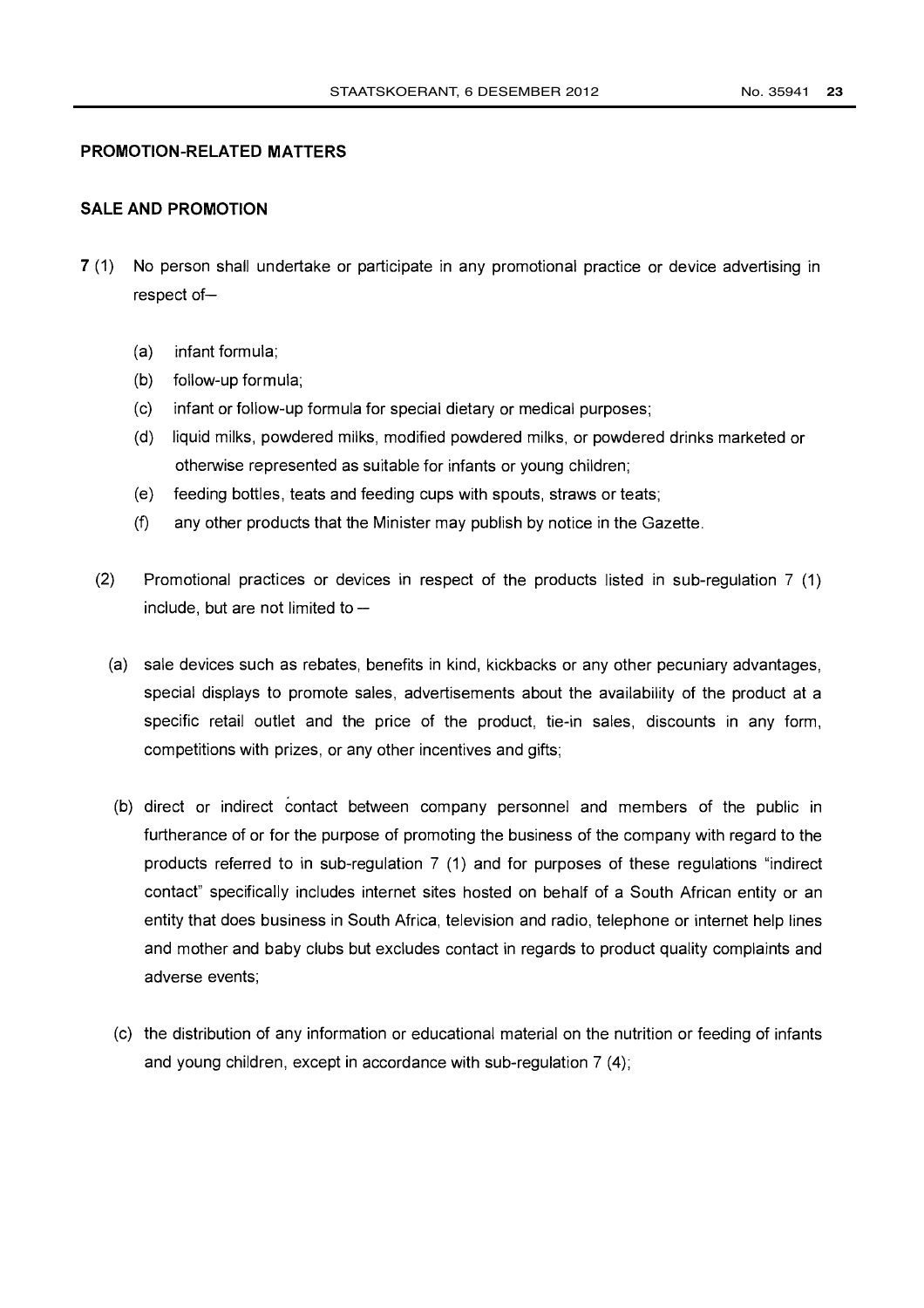## PROMOTION-RELATED MATTERS

### SALE AND PROMOTION

**7** (1) No person shall undertake or participate in any promotional practice or device advertising in respect of–

(a) infant formula;

(b) follow-up formula;

(c) infant or follow-up formula for special dietary or medical purposes;

(d) liquid milks, powdered milks, modified powdered milks, or powdered drinks marketed or otherwise represented as suitable for infants or young children;

(e) feeding bottles, teats and feeding cups with spouts, straws or teats;

(f) any other products that the Minister may publish by notice in the Gazette.

(2) Promotional practices or devices in respect of the products listed in sub-regulation 7 (1) include, but are not limited to –

(a) sale devices such as rebates, benefits in kind, kickbacks or any other pecuniary advantages, special displays to promote sales, advertisements about the availability of the product at a specific retail outlet and the price of the product, tie-in sales, discounts in any form, competitions with prizes, or any other incentives and gifts;

(b) direct or indirect contact between company personnel and members of the public in furtherance of or for the purpose of promoting the business of the company with regard to the products referred to in sub-regulation 7 (1) and for purposes of these regulations "indirect contact" specifically includes internet sites hosted on behalf of a South African entity or an entity that does business in South Africa, television and radio, telephone or internet help lines and mother and baby clubs but excludes contact in regards to product quality complaints and adverse events;

(c) the distribution of any information or educational material on the nutrition or feeding of infants and young children, except in accordance with sub-regulation 7 (4);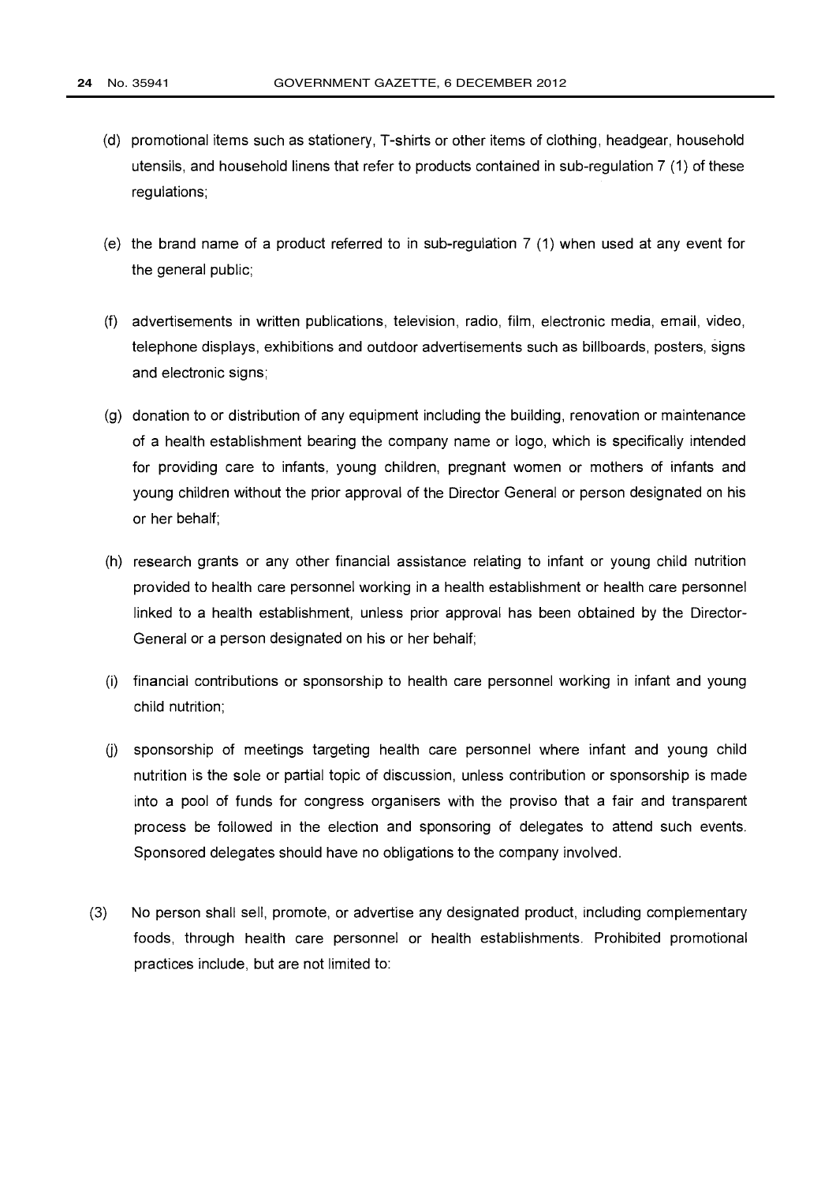(d) promotional items such as stationery, T-shirts or other items of clothing, headgear, household utensils, and household linens that refer to products contained in sub-regulation 7 (1) of these regulations;

(e) the brand name of a product referred to in sub-regulation 7 (1) when used at any event for the general public;

(f) advertisements in written publications, television, radio, film, electronic media, email, video, telephone displays, exhibitions and outdoor advertisements such as billboards, posters, signs and electronic signs;

(g) donation to or distribution of any equipment including the building, renovation or maintenance of a health establishment bearing the company name or logo, which is specifically intended for providing care to infants, young children, pregnant women or mothers of infants and young children without the prior approval of the Director General or person designated on his or her behalf;

(h) research grants or any other financial assistance relating to infant or young child nutrition provided to health care personnel working in a health establishment or health care personnel linked to a health establishment, unless prior approval has been obtained by the Director-General or a person designated on his or her behalf;

(i) financial contributions or sponsorship to health care personnel working in infant and young child nutrition;

(j) sponsorship of meetings targeting health care personnel where infant and young child nutrition is the sole or partial topic of discussion, unless contribution or sponsorship is made into a pool of funds for congress organisers with the proviso that a fair and transparent process be followed in the election and sponsoring of delegates to attend such events. Sponsored delegates should have no obligations to the company involved.

(3) No person shall sell, promote, or advertise any designated product, including complementary foods, through health care personnel or health establishments. Prohibited promotional practices include, but are not limited to: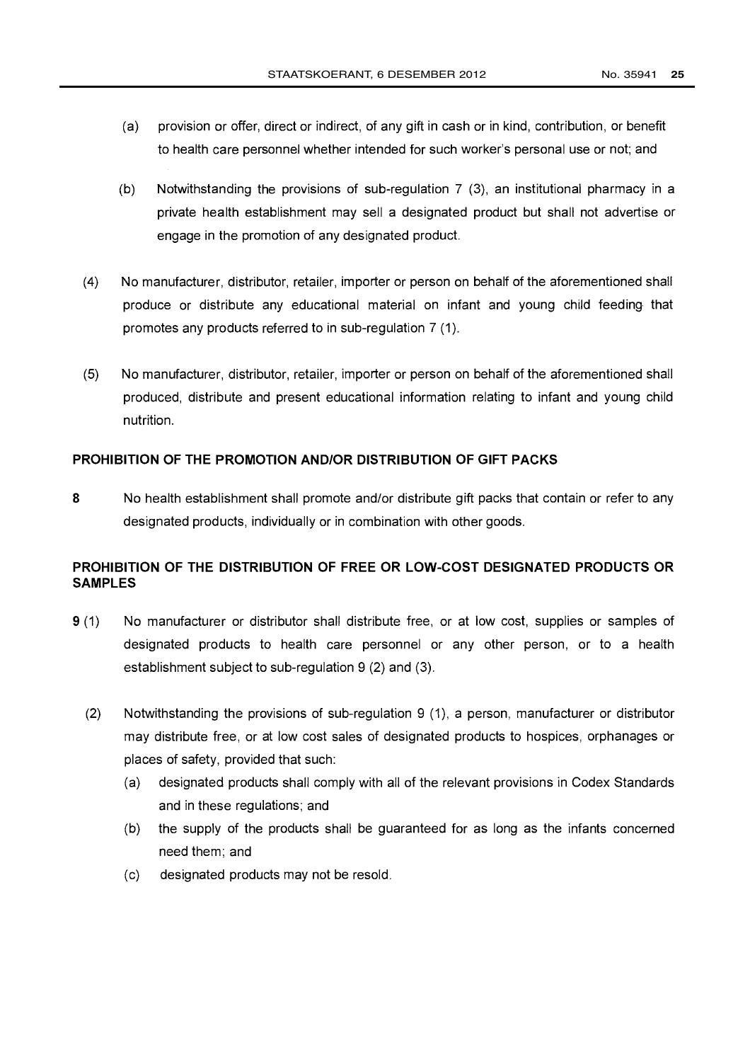(a) provision or offer, direct or indirect, of any gift in cash or in kind, contribution, or benefit to health care personnel whether intended for such worker's personal use or not; and

(b) Notwithstanding the provisions of sub-regulation 7 (3), an institutional pharmacy in a private health establishment may sell a designated product but shall not advertise or engage in the promotion of any designated product.

(4) No manufacturer, distributor, retailer, importer or person on behalf of the aforementioned shall produce or distribute any educational material on infant and young child feeding that promotes any products referred to in sub-regulation 7 (1).

(5) No manufacturer, distributor, retailer, importer or person on behalf of the aforementioned shall produced, distribute and present educational information relating to infant and young child nutrition.

**PROHIBITION OF THE PROMOTION AND/OR DISTRIBUTION OF GIFT PACKS**

**8** No health establishment shall promote and/or distribute gift packs that contain or refer to any designated products, individually or in combination with other goods.

**PROHIBITION OF THE DISTRIBUTION OF FREE OR LOW-COST DESIGNATED PRODUCTS OR SAMPLES**

**9** (1) No manufacturer or distributor shall distribute free, or at low cost, supplies or samples of designated products to health care personnel or any other person, or to a health establishment subject to sub-regulation 9 (2) and (3).

(2) Notwithstanding the provisions of sub-regulation 9 (1), a person, manufacturer or distributor may distribute free, or at low cost sales of designated products to hospices, orphanages or places of safety, provided that such:

(a) designated products shall comply with all of the relevant provisions in Codex Standards and in these regulations; and

(b) the supply of the products shall be guaranteed for as long as the infants concerned need them; and

(c) designated products may not be resold.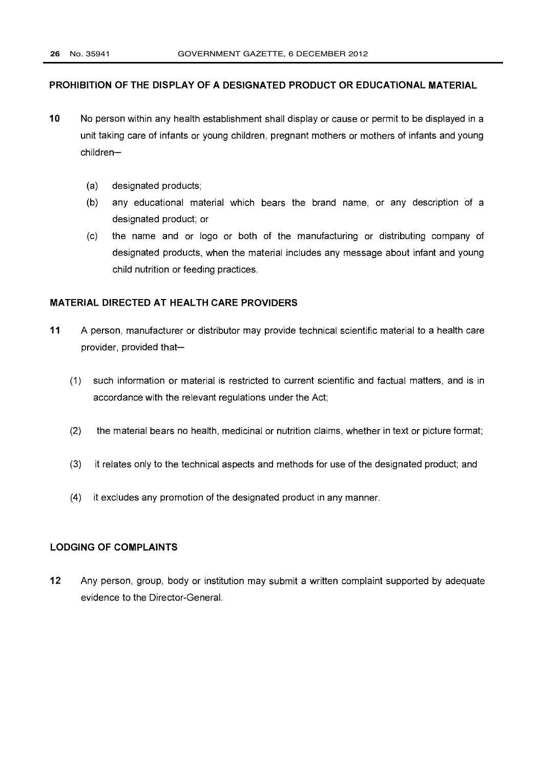## PROHIBITION OF THE DISPLAY OF A DESIGNATED PRODUCT OR EDUCATIONAL MATERIAL

**10** No person within any health establishment shall display or cause or permit to be displayed in a unit taking care of infants or young children, pregnant mothers or mothers of infants and young children—

(a) designated products;

(b) any educational material which bears the brand name, or any description of a designated product; or

(c) the name and or logo or both of the manufacturing or distributing company of designated products, when the material includes any message about infant and young child nutrition or feeding practices.

## MATERIAL DIRECTED AT HEALTH CARE PROVIDERS

**11** A person, manufacturer or distributor may provide technical scientific material to a health care provider, provided that—

(1) such information or material is restricted to current scientific and factual matters, and is in accordance with the relevant regulations under the Act;

(2) the material bears no health, medicinal or nutrition claims, whether in text or picture format;

(3) it relates only to the technical aspects and methods for use of the designated product; and

(4) it excludes any promotion of the designated product in any manner.

## LODGING OF COMPLAINTS

**12** Any person, group, body or institution may submit a written complaint supported by adequate evidence to the Director-General.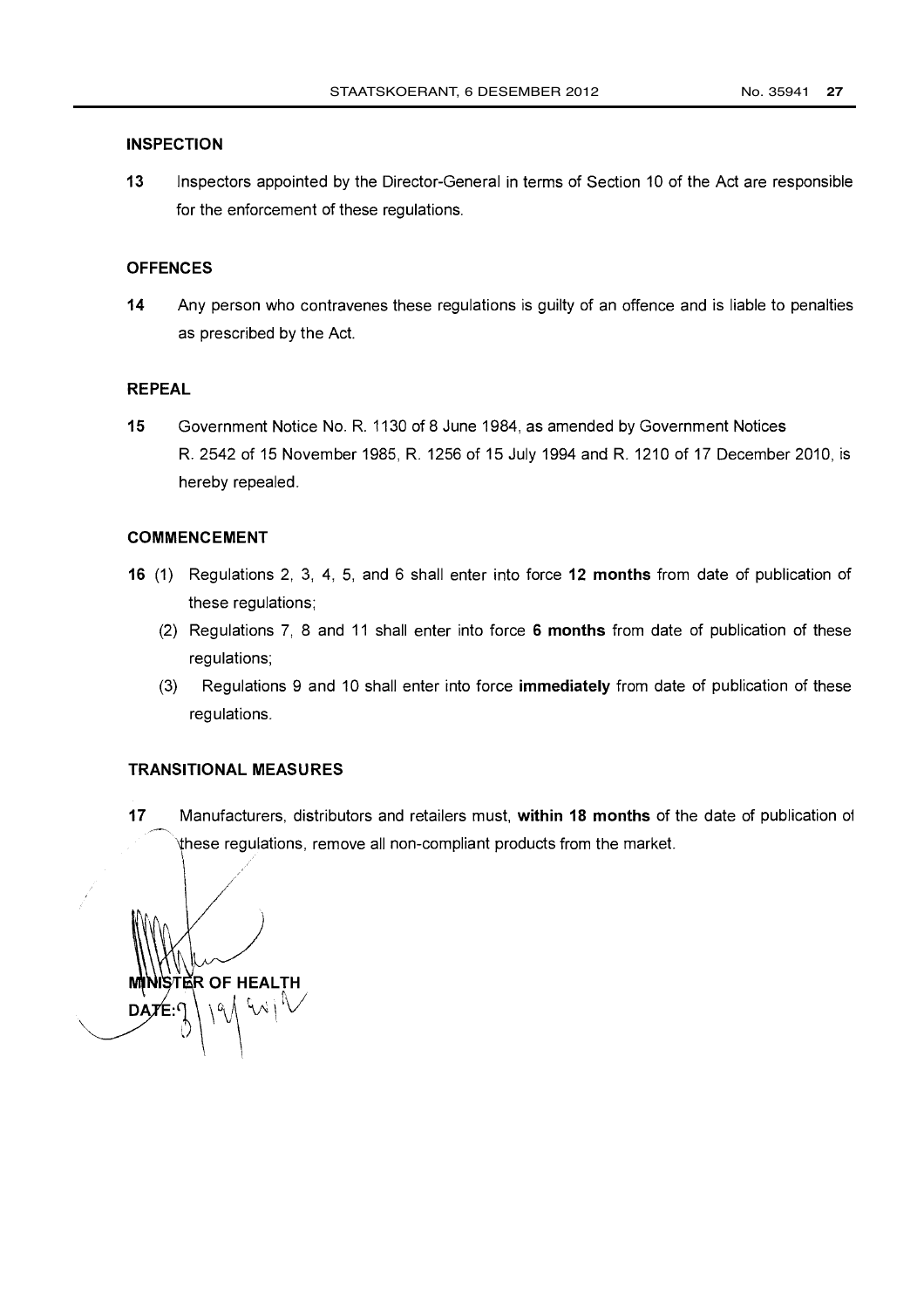## INSPECTION

**13** Inspectors appointed by the Director-General in terms of Section 10 of the Act are responsible for the enforcement of these regulations.

## OFFENCES

**14** Any person who contravenes these regulations is guilty of an offence and is liable to penalties as prescribed by the Act.

## REPEAL

**15** Government Notice No. R. 1130 of 8 June 1984, as amended by Government Notices R. 2542 of 15 November 1985, R. 1256 of 15 July 1994 and R. 1210 of 17 December 2010, is hereby repealed.

## COMMENCEMENT

**16** (1) Regulations 2, 3, 4, 5, and 6 shall enter into force **12 months** from date of publication of these regulations;

(2) Regulations 7, 8 and 11 shall enter into force **6 months** from date of publication of these regulations;

(3) Regulations 9 and 10 shall enter into force **immediately** from date of publication of these regulations.

## TRANSITIONAL MEASURES

**17** Manufacturers, distributors and retailers must, **within 18 months** of the date of publication of these regulations, remove all non-compliant products from the market.

**MINISTER OF HEALTH**

**DATE:** 3 | 12 | 2012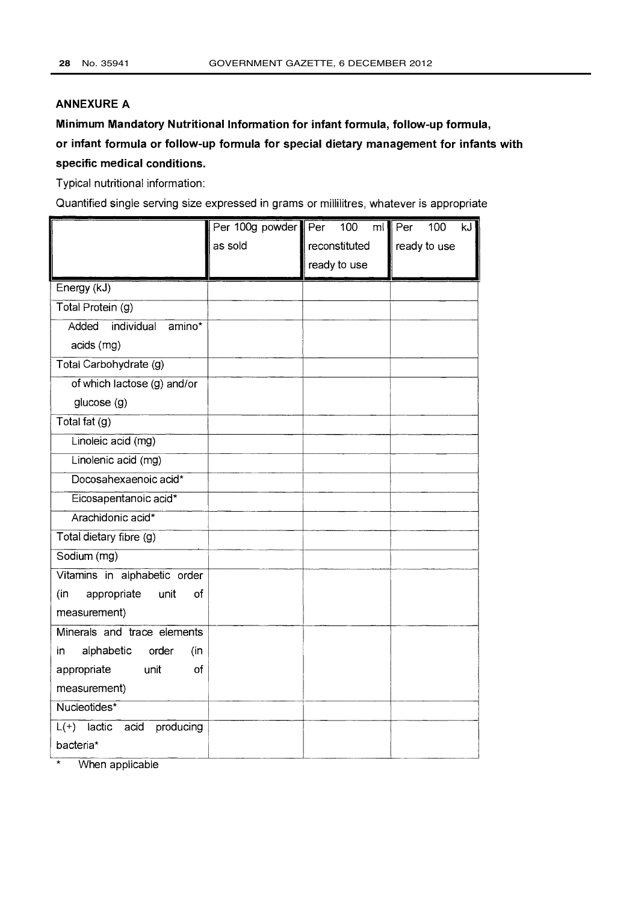## ANNEXURE A

**Minimum Mandatory Nutritional Information for infant formula, follow-up formula, or infant formula or follow-up formula for special dietary management for infants with specific medical conditions.**

Typical nutritional information:

Quantified single serving size expressed in grams or millilitres, whatever is appropriate

| | Per 100g powder as sold | Per 100 ml reconstituted ready to use | Per 100 kJ ready to use |
|---|---|---|---|
| Energy (kJ) | | | |
| Total Protein (g) | | | |
| Added individual amino* acids (mg) | | | |
| Total Carbohydrate (g) | | | |
| of which lactose (g) and/or glucose (g) | | | |
| Total fat (g) | | | |
| Linoleic acid (mg) | | | |
| Linolenic acid (mg) | | | |
| Docosahexaenoic acid* | | | |
| Eicosapentanoic acid* | | | |
| Arachidonic acid* | | | |
| Total dietary fibre (g) | | | |
| Sodium (mg) | | | |
| Vitamins in alphabetic order (in appropriate unit of measurement) | | | |
| Minerals and trace elements in alphabetic order (in appropriate unit of measurement) | | | |
| Nucleotides* | | | |
| L(+) lactic acid producing bacteria* | | | |

\* When applicable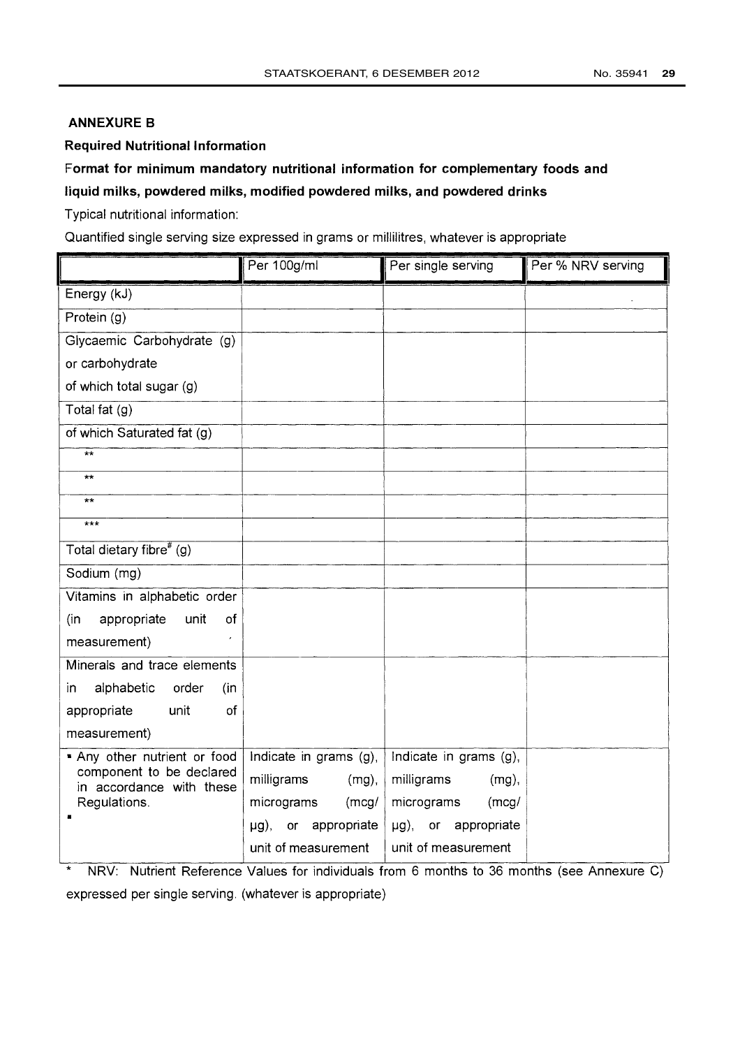**ANNEXURE B**

**Required Nutritional Information**

**Format for minimum mandatory nutritional information for complementary foods and liquid milks, powdered milks, modified powdered milks, and powdered drinks**

Typical nutritional information:

Quantified single serving size expressed in grams or millilitres, whatever is appropriate

| | Per 100g/ml | Per single serving | Per % NRV serving |
|---|---|---|---|
| Energy (kJ) | | | |
| Protein (g) | | | |
| Glycaemic Carbohydrate (g) or carbohydrate of which total sugar (g) | | | |
| Total fat (g) | | | |
| of which Saturated fat (g) | | | |
| ** | | | |
| ** | | | |
| ** | | | |
| *** | | | |
| Total dietary fibre[#] (g) | | | |
| Sodium (mg) | | | |
| Vitamins in alphabetic order (in appropriate unit of measurement) | | | |
| Minerals and trace elements in alphabetic order (in appropriate unit of measurement) | | | |
| ▪ Any other nutrient or food component to be declared in accordance with these Regulations. ▪ | Indicate in grams (g), milligrams (mg), micrograms (mcg/ µg), or appropriate unit of measurement | Indicate in grams (g), milligrams (mg), micrograms (mcg/ µg), or appropriate unit of measurement | |

\* NRV: Nutrient Reference Values for individuals from 6 months to 36 months (see Annexure C) expressed per single serving. (whatever is appropriate)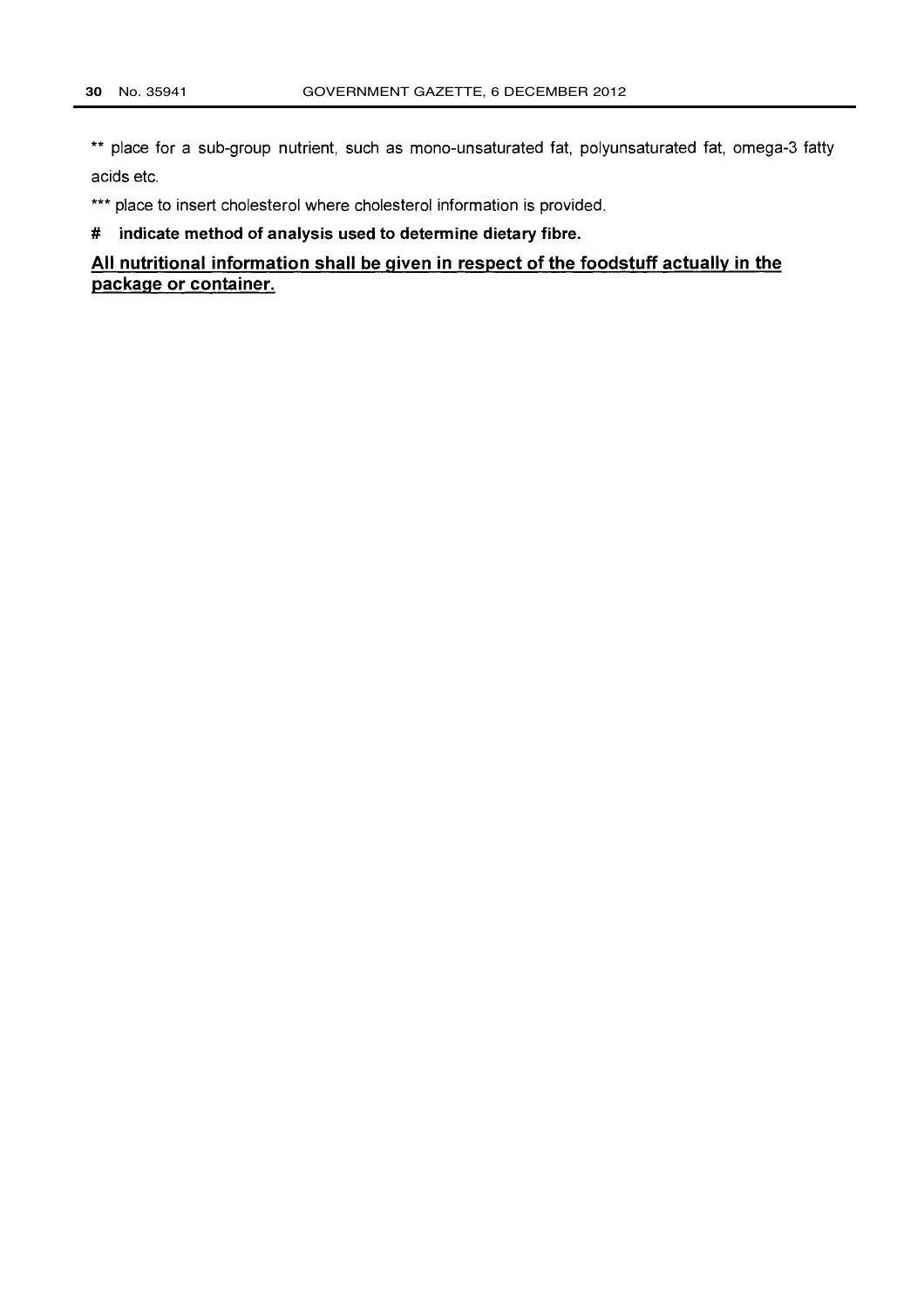** place for a sub-group nutrient, such as mono-unsaturated fat, polyunsaturated fat, omega-3 fatty acids etc.

*** place to insert cholesterol where cholesterol information is provided.

**# indicate method of analysis used to determine dietary fibre.**

**<u>All nutritional information shall be given in respect of the foodstuff actually in the package or container.</u>**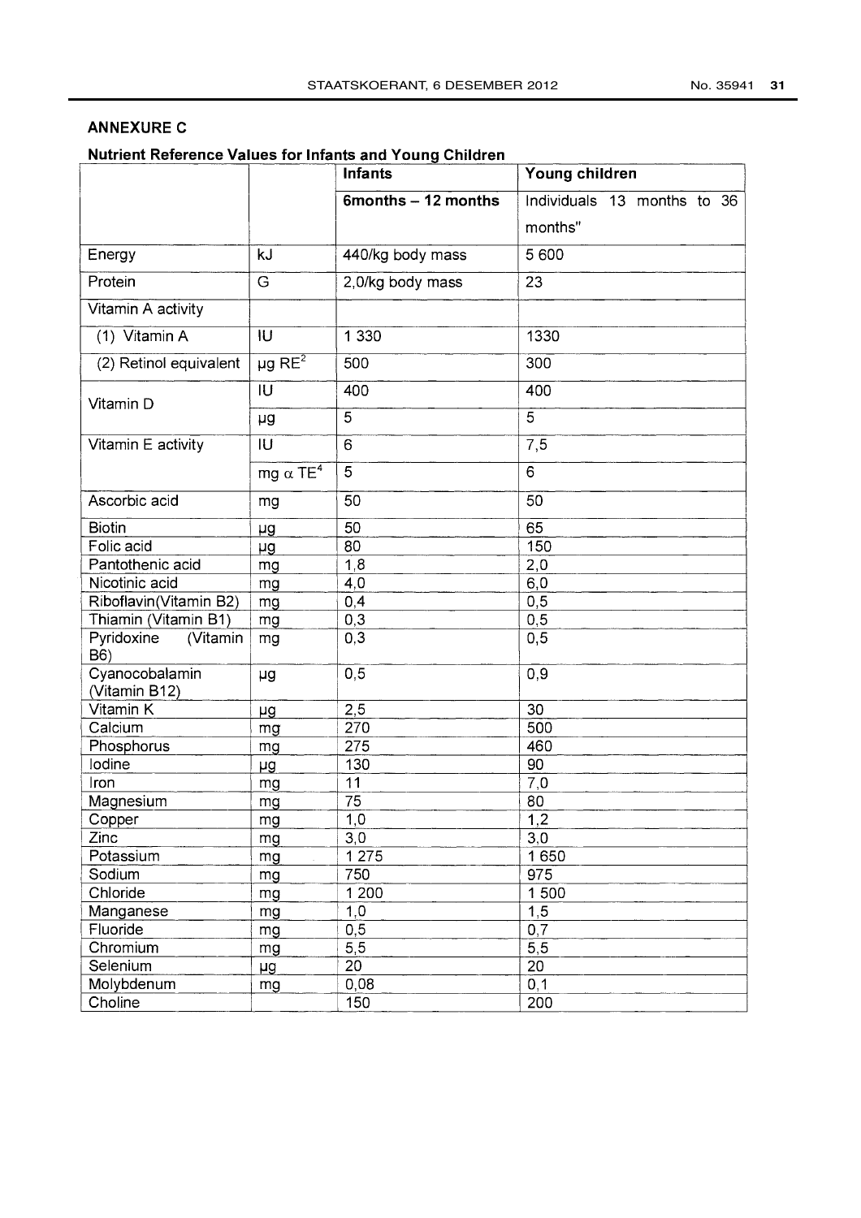## ANNEXURE C

### Nutrient Reference Values for Infants and Young Children

| | | Infants | Young children |
|---|---|---|---|
| | | **6months – 12 months** | Individuals 13 months to 36 months" |
| Energy | kJ | 440/kg body mass | 5 600 |
| Protein | G | 2,0/kg body mass | 23 |
| Vitamin A activity | | | |
| (1) Vitamin A | IU | 1 330 | 1330 |
| (2) Retinol equivalent | µg RE[2] | 500 | 300 |
| Vitamin D | IU | 400 | 400 |
| | µg | 5 | 5 |
| Vitamin E activity | IU | 6 | 7,5 |
| | mg α TE[4] | 5 | 6 |
| Ascorbic acid | mg | 50 | 50 |
| Biotin | µg | 50 | 65 |
| Folic acid | µg | 80 | 150 |
| Pantothenic acid | mg | 1,8 | 2,0 |
| Nicotinic acid | mg | 4,0 | 6,0 |
| Riboflavin(Vitamin B2) | mg | 0,4 | 0,5 |
| Thiamin (Vitamin B1) | mg | 0,3 | 0,5 |
| Pyridoxine (Vitamin B6) | mg | 0,3 | 0,5 |
| Cyanocobalamin (Vitamin B12) | µg | 0,5 | 0,9 |
| Vitamin K | µg | 2,5 | 30 |
| Calcium | mg | 270 | 500 |
| Phosphorus | mg | 275 | 460 |
| Iodine | µg | 130 | 90 |
| Iron | mg | 11 | 7,0 |
| Magnesium | mg | 75 | 80 |
| Copper | mg | 1,0 | 1,2 |
| Zinc | mg | 3,0 | 3,0 |
| Potassium | mg | 1 275 | 1 650 |
| Sodium | mg | 750 | 975 |
| Chloride | mg | 1 200 | 1 500 |
| Manganese | mg | 1,0 | 1,5 |
| Fluoride | mg | 0,5 | 0,7 |
| Chromium | mg | 5,5 | 5,5 |
| Selenium | µg | 20 | 20 |
| Molybdenum | mg | 0,08 | 0,1 |
| Choline | | 150 | 200 |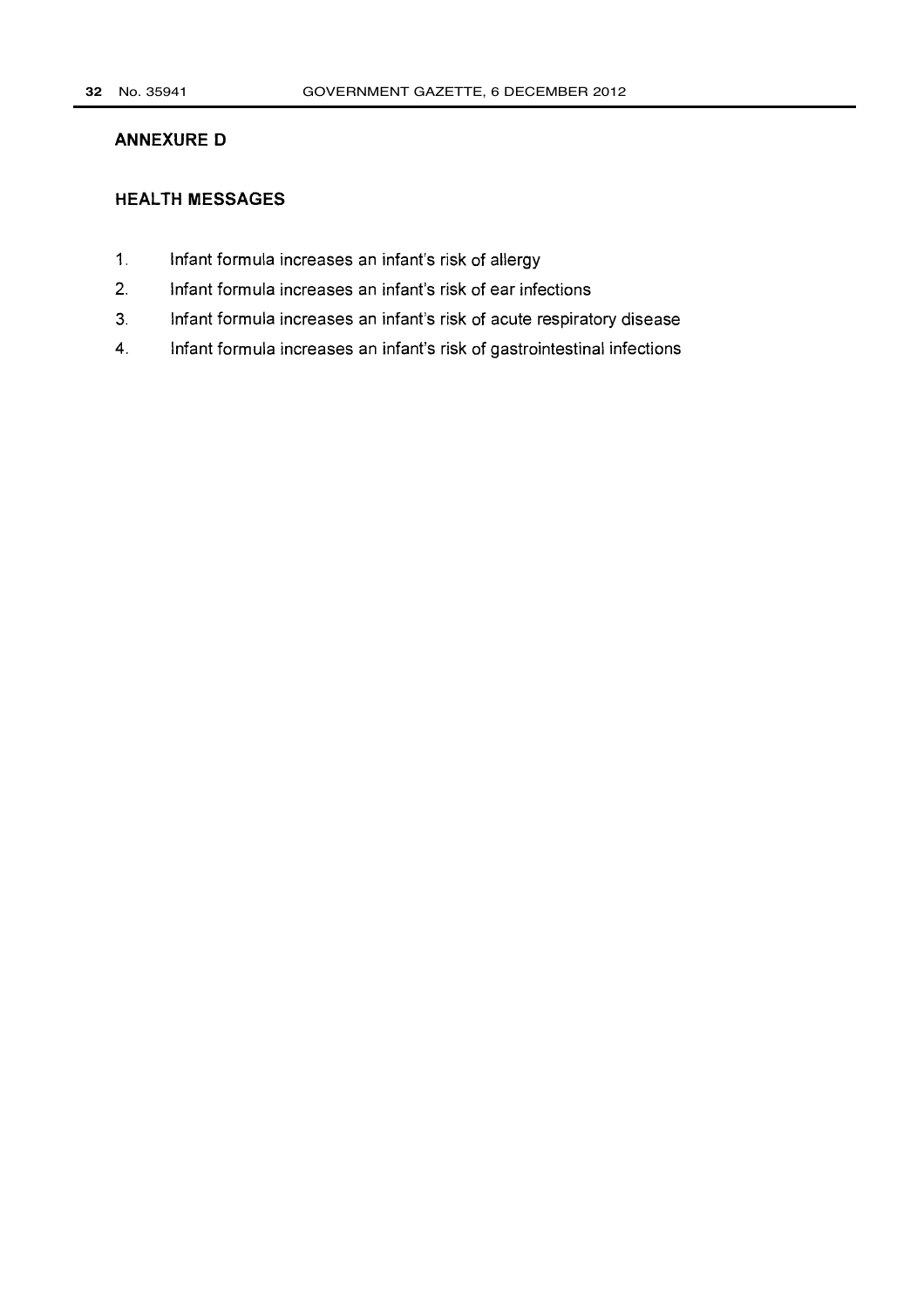## ANNEXURE D

### HEALTH MESSAGES

1. Infant formula increases an infant's risk of allergy
2. Infant formula increases an infant's risk of ear infections
3. Infant formula increases an infant's risk of acute respiratory disease
4. Infant formula increases an infant's risk of gastrointestinal infections